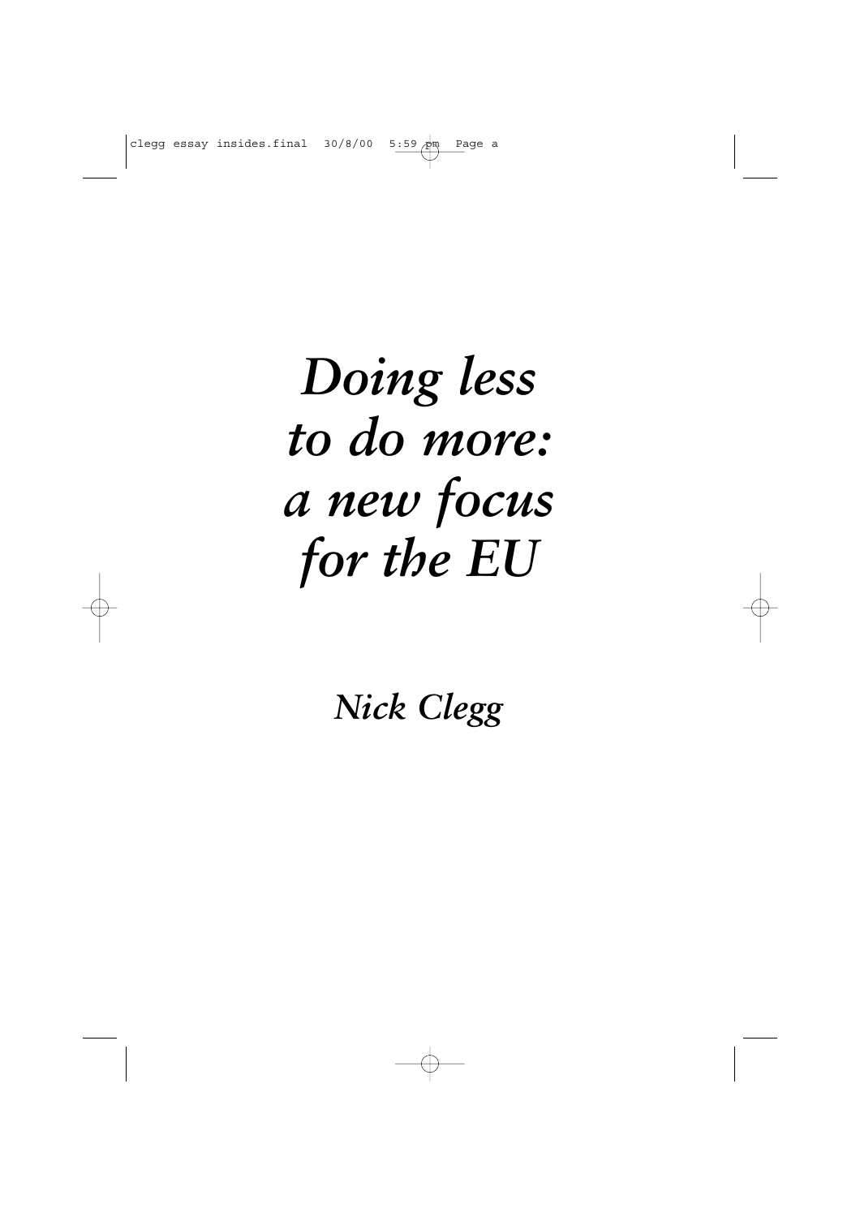# *Doing less to do more: a new focus for the EU*

*Nick Clegg*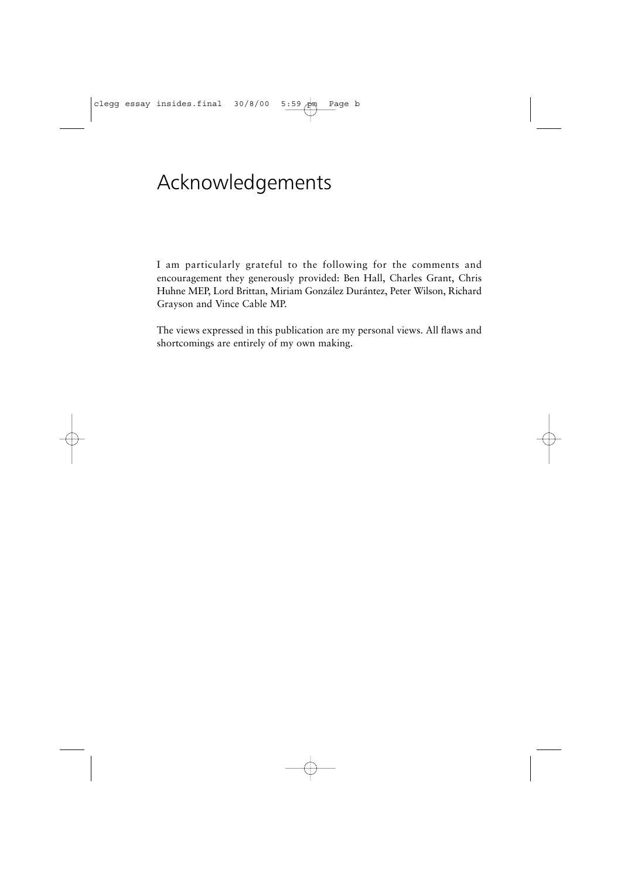# Acknowledgements

I am particularly grateful to the following for the comments and encouragement they generously provided: Ben Hall, Charles Grant, Chris Huhne MEP, Lord Brittan, Miriam González Durántez, Peter Wilson, Richard Grayson and Vince Cable MP.

The views expressed in this publication are my personal views. All flaws and shortcomings are entirely of my own making.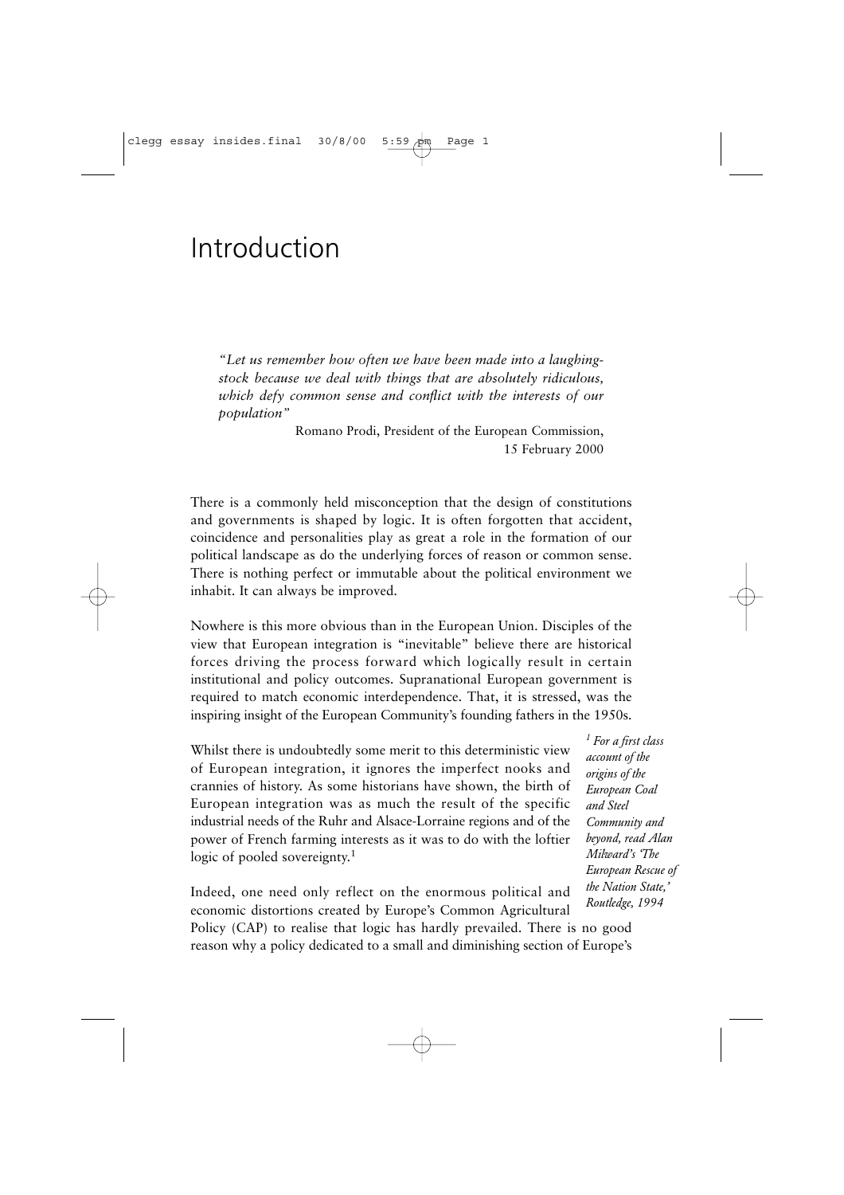# Introduction

*"Let us remember how often we have been made into a laughing-stock because we deal with things that are absolutely ridiculous, which defy common sense and conflict with the interests of our population"*

Romano Prodi, President of the European Commission, 15 February 2000

There is a commonly held misconception that the design of constitutions and governments is shaped by logic. It is often forgotten that accident, coincidence and personalities play as great a role in the formation of our political landscape as do the underlying forces of reason or common sense. There is nothing perfect or immutable about the political environment we inhabit. It can always be improved.

Nowhere is this more obvious than in the European Union. Disciples of the view that European integration is "inevitable" believe there are historical forces driving the process forward which logically result in certain institutional and policy outcomes. Supranational European government is required to match economic interdependence. That, it is stressed, was the inspiring insight of the European Community's founding fathers in the 1950s.

Whilst there is undoubtedly some merit to this deterministic view of European integration, it ignores the imperfect nooks and crannies of history. As some historians have shown, the birth of European integration was as much the result of the specific industrial needs of the Ruhr and Alsace-Lorraine regions and of the power of French farming interests as it was to do with the loftier logic of pooled sovereignty.[1]

Indeed, one need only reflect on the enormous political and economic distortions created by Europe's Common Agricultural Policy (CAP) to realise that logic has hardly prevailed. There is no good reason why a policy dedicated to a small and diminishing section of Europe's

[1] *For a first class account of the origins of the European Coal and Steel Community and beyond, read Alan Milward's 'The European Rescue of the Nation State,' Routledge, 1994*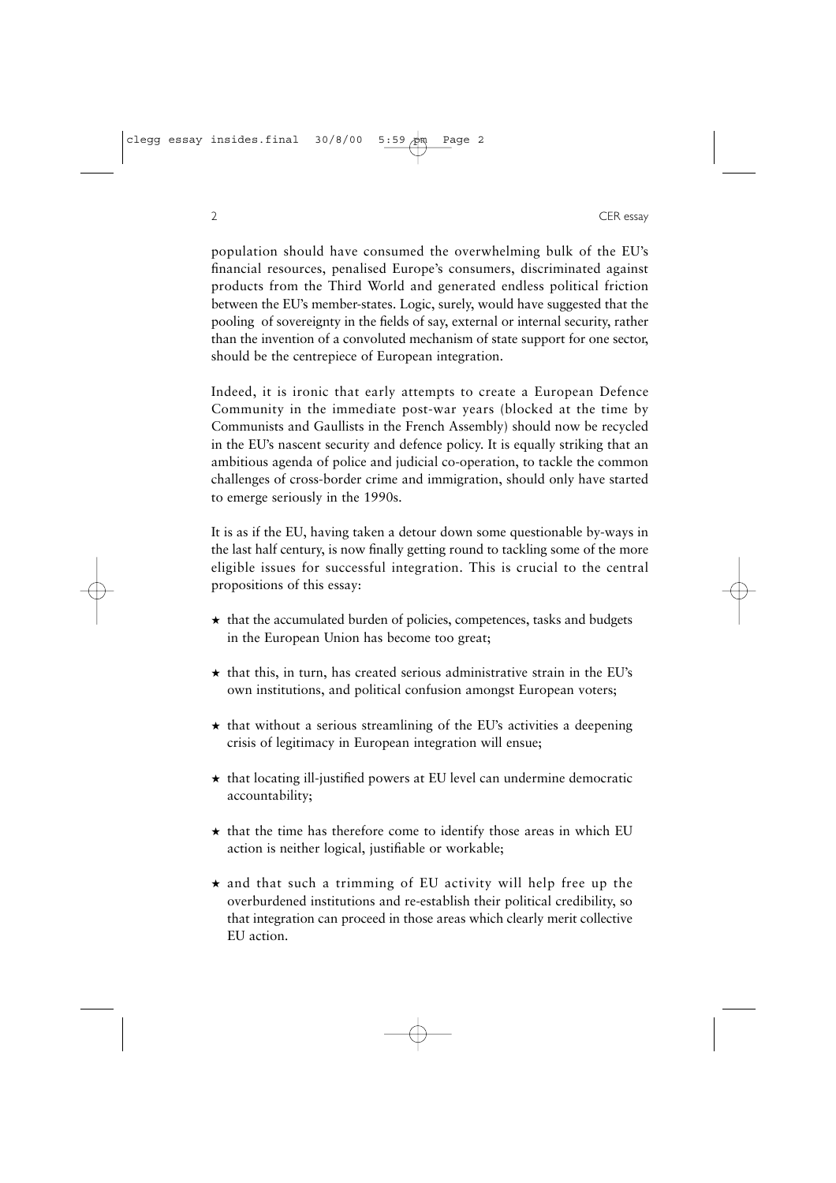population should have consumed the overwhelming bulk of the EU's financial resources, penalised Europe's consumers, discriminated against products from the Third World and generated endless political friction between the EU's member-states. Logic, surely, would have suggested that the pooling of sovereignty in the fields of say, external or internal security, rather than the invention of a convoluted mechanism of state support for one sector, should be the centrepiece of European integration.

Indeed, it is ironic that early attempts to create a European Defence Community in the immediate post-war years (blocked at the time by Communists and Gaullists in the French Assembly) should now be recycled in the EU's nascent security and defence policy. It is equally striking that an ambitious agenda of police and judicial co-operation, to tackle the common challenges of cross-border crime and immigration, should only have started to emerge seriously in the 1990s.

It is as if the EU, having taken a detour down some questionable by-ways in the last half century, is now finally getting round to tackling some of the more eligible issues for successful integration. This is crucial to the central propositions of this essay:

- that the accumulated burden of policies, competences, tasks and budgets in the European Union has become too great;
- that this, in turn, has created serious administrative strain in the EU's own institutions, and political confusion amongst European voters;
- that without a serious streamlining of the EU's activities a deepening crisis of legitimacy in European integration will ensue;
- that locating ill-justified powers at EU level can undermine democratic accountability;
- that the time has therefore come to identify those areas in which EU action is neither logical, justifiable or workable;
- and that such a trimming of EU activity will help free up the overburdened institutions and re-establish their political credibility, so that integration can proceed in those areas which clearly merit collective EU action.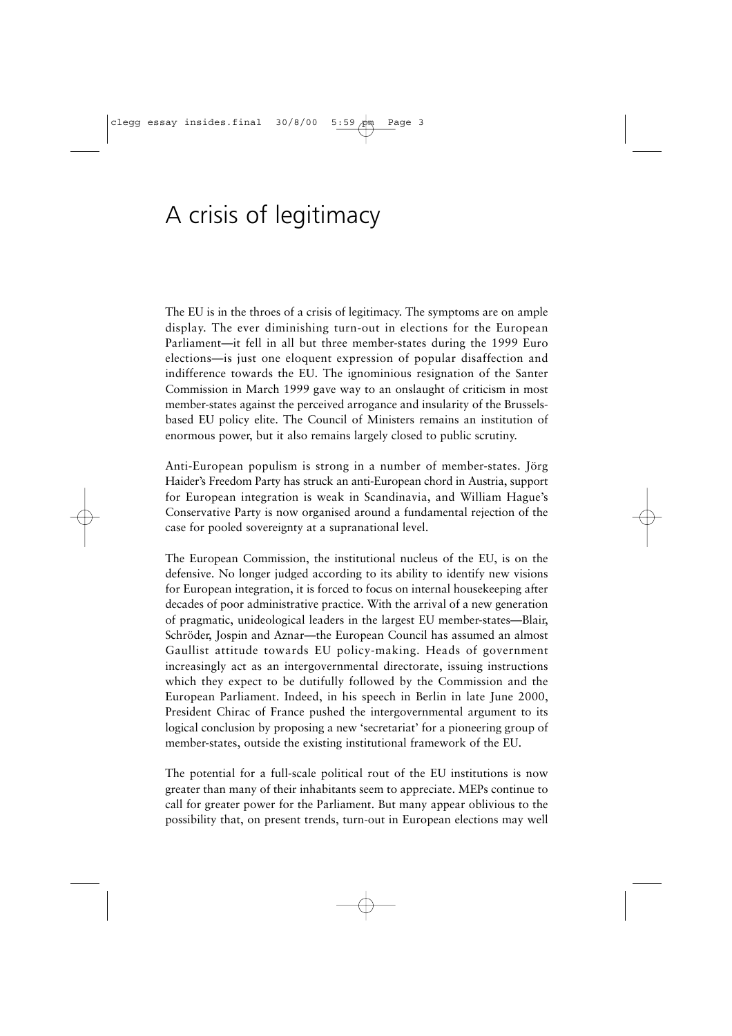# A crisis of legitimacy

The EU is in the throes of a crisis of legitimacy. The symptoms are on ample display. The ever diminishing turn-out in elections for the European Parliament—it fell in all but three member-states during the 1999 Euro elections—is just one eloquent expression of popular disaffection and indifference towards the EU. The ignominious resignation of the Santer Commission in March 1999 gave way to an onslaught of criticism in most member-states against the perceived arrogance and insularity of the Brussels-based EU policy elite. The Council of Ministers remains an institution of enormous power, but it also remains largely closed to public scrutiny.

Anti-European populism is strong in a number of member-states. Jörg Haider's Freedom Party has struck an anti-European chord in Austria, support for European integration is weak in Scandinavia, and William Hague's Conservative Party is now organised around a fundamental rejection of the case for pooled sovereignty at a supranational level.

The European Commission, the institutional nucleus of the EU, is on the defensive. No longer judged according to its ability to identify new visions for European integration, it is forced to focus on internal housekeeping after decades of poor administrative practice. With the arrival of a new generation of pragmatic, unideological leaders in the largest EU member-states—Blair, Schröder, Jospin and Aznar—the European Council has assumed an almost Gaullist attitude towards EU policy-making. Heads of government increasingly act as an intergovernmental directorate, issuing instructions which they expect to be dutifully followed by the Commission and the European Parliament. Indeed, in his speech in Berlin in late June 2000, President Chirac of France pushed the intergovernmental argument to its logical conclusion by proposing a new 'secretariat' for a pioneering group of member-states, outside the existing institutional framework of the EU.

The potential for a full-scale political rout of the EU institutions is now greater than many of their inhabitants seem to appreciate. MEPs continue to call for greater power for the Parliament. But many appear oblivious to the possibility that, on present trends, turn-out in European elections may well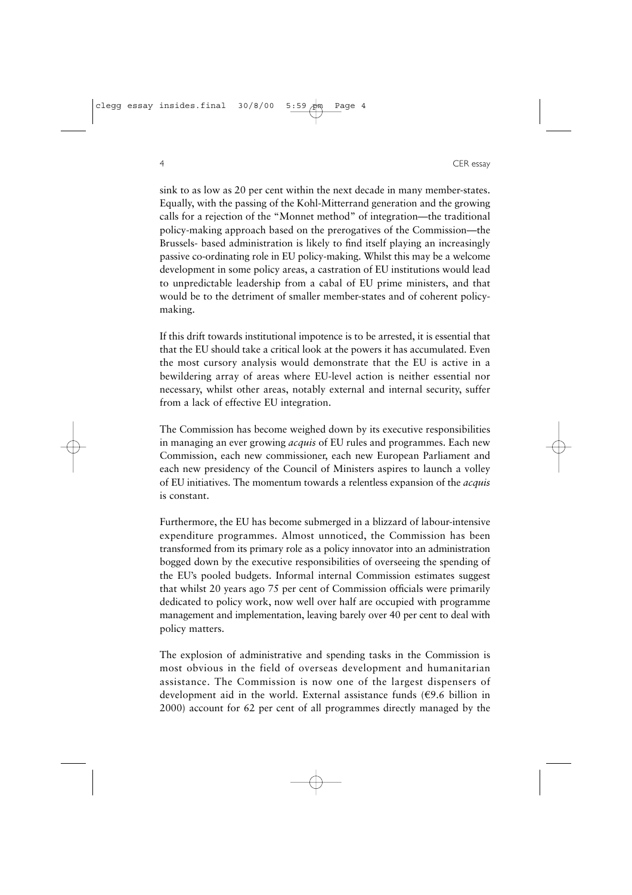sink to as low as 20 per cent within the next decade in many member-states. Equally, with the passing of the Kohl-Mitterrand generation and the growing calls for a rejection of the "Monnet method" of integration—the traditional policy-making approach based on the prerogatives of the Commission—the Brussels- based administration is likely to find itself playing an increasingly passive co-ordinating role in EU policy-making. Whilst this may be a welcome development in some policy areas, a castration of EU institutions would lead to unpredictable leadership from a cabal of EU prime ministers, and that would be to the detriment of smaller member-states and of coherent policy-making.

If this drift towards institutional impotence is to be arrested, it is essential that that the EU should take a critical look at the powers it has accumulated. Even the most cursory analysis would demonstrate that the EU is active in a bewildering array of areas where EU-level action is neither essential nor necessary, whilst other areas, notably external and internal security, suffer from a lack of effective EU integration.

The Commission has become weighed down by its executive responsibilities in managing an ever growing *acquis* of EU rules and programmes. Each new Commission, each new commissioner, each new European Parliament and each new presidency of the Council of Ministers aspires to launch a volley of EU initiatives. The momentum towards a relentless expansion of the *acquis* is constant.

Furthermore, the EU has become submerged in a blizzard of labour-intensive expenditure programmes. Almost unnoticed, the Commission has been transformed from its primary role as a policy innovator into an administration bogged down by the executive responsibilities of overseeing the spending of the EU's pooled budgets. Informal internal Commission estimates suggest that whilst 20 years ago 75 per cent of Commission officials were primarily dedicated to policy work, now well over half are occupied with programme management and implementation, leaving barely over 40 per cent to deal with policy matters.

The explosion of administrative and spending tasks in the Commission is most obvious in the field of overseas development and humanitarian assistance. The Commission is now one of the largest dispensers of development aid in the world. External assistance funds (€9.6 billion in 2000) account for 62 per cent of all programmes directly managed by the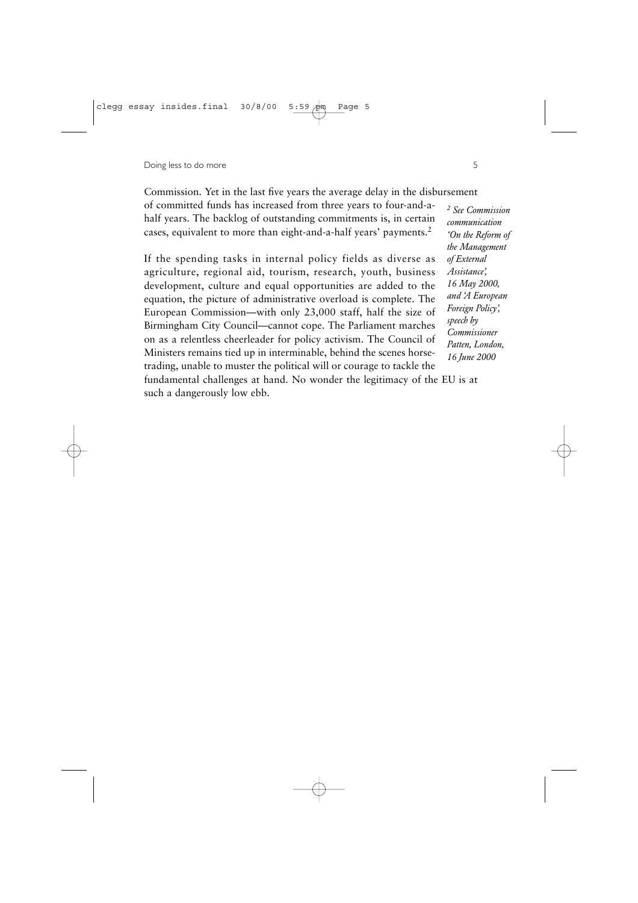Commission. Yet in the last five years the average delay in the disbursement of committed funds has increased from three years to four-and-a-half years. The backlog of outstanding commitments is, in certain cases, equivalent to more than eight-and-a-half years' payments.[2]

If the spending tasks in internal policy fields as diverse as agriculture, regional aid, tourism, research, youth, business development, culture and equal opportunities are added to the equation, the picture of administrative overload is complete. The European Commission—with only 23,000 staff, half the size of Birmingham City Council—cannot cope. The Parliament marches on as a relentless cheerleader for policy activism. The Council of Ministers remains tied up in interminable, behind the scenes horse-trading, unable to muster the political will or courage to tackle the fundamental challenges at hand. No wonder the legitimacy of the EU is at such a dangerously low ebb.

*[2] See Commission communication 'On the Reform of the Management of External Assistance', 16 May 2000, and 'A European Foreign Policy', speech by Commissioner Patten, London, 16 June 2000*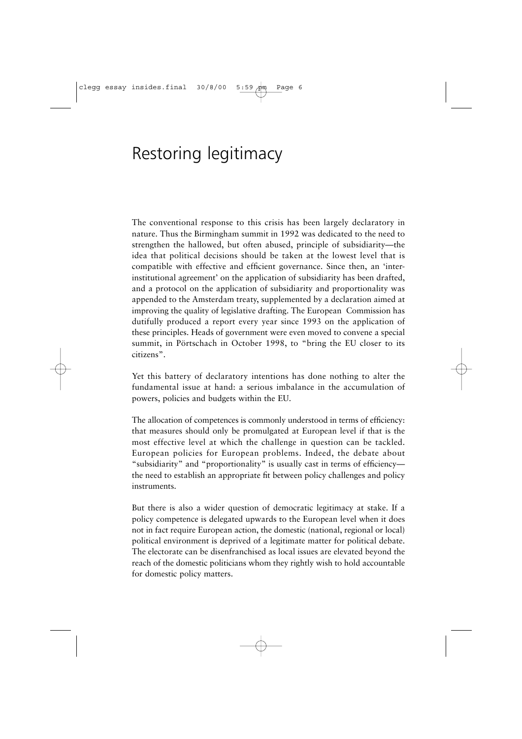# Restoring legitimacy

The conventional response to this crisis has been largely declaratory in nature. Thus the Birmingham summit in 1992 was dedicated to the need to strengthen the hallowed, but often abused, principle of subsidiarity—the idea that political decisions should be taken at the lowest level that is compatible with effective and efficient governance. Since then, an 'inter-institutional agreement' on the application of subsidiarity has been drafted, and a protocol on the application of subsidiarity and proportionality was appended to the Amsterdam treaty, supplemented by a declaration aimed at improving the quality of legislative drafting. The European Commission has dutifully produced a report every year since 1993 on the application of these principles. Heads of government were even moved to convene a special summit, in Pörtschach in October 1998, to "bring the EU closer to its citizens".

Yet this battery of declaratory intentions has done nothing to alter the fundamental issue at hand: a serious imbalance in the accumulation of powers, policies and budgets within the EU.

The allocation of competences is commonly understood in terms of efficiency: that measures should only be promulgated at European level if that is the most effective level at which the challenge in question can be tackled. European policies for European problems. Indeed, the debate about "subsidiarity" and "proportionality" is usually cast in terms of efficiency—the need to establish an appropriate fit between policy challenges and policy instruments.

But there is also a wider question of democratic legitimacy at stake. If a policy competence is delegated upwards to the European level when it does not in fact require European action, the domestic (national, regional or local) political environment is deprived of a legitimate matter for political debate. The electorate can be disenfranchised as local issues are elevated beyond the reach of the domestic politicians whom they rightly wish to hold accountable for domestic policy matters.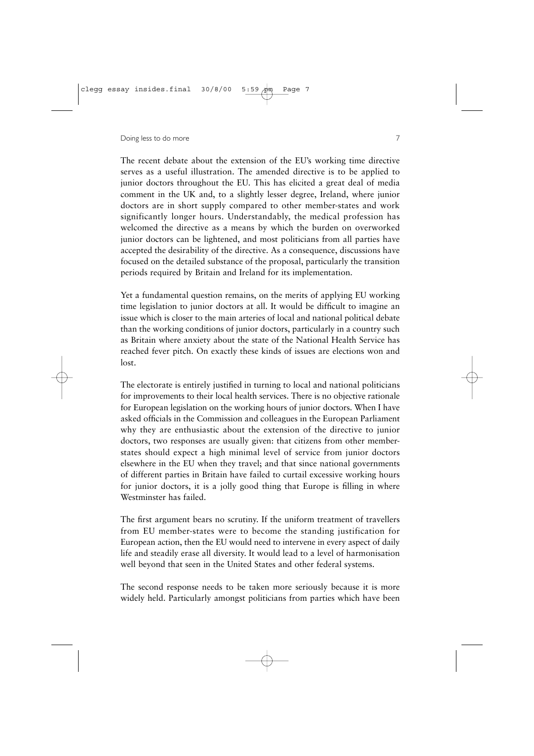The recent debate about the extension of the EU's working time directive serves as a useful illustration. The amended directive is to be applied to junior doctors throughout the EU. This has elicited a great deal of media comment in the UK and, to a slightly lesser degree, Ireland, where junior doctors are in short supply compared to other member-states and work significantly longer hours. Understandably, the medical profession has welcomed the directive as a means by which the burden on overworked junior doctors can be lightened, and most politicians from all parties have accepted the desirability of the directive. As a consequence, discussions have focused on the detailed substance of the proposal, particularly the transition periods required by Britain and Ireland for its implementation.

Yet a fundamental question remains, on the merits of applying EU working time legislation to junior doctors at all. It would be difficult to imagine an issue which is closer to the main arteries of local and national political debate than the working conditions of junior doctors, particularly in a country such as Britain where anxiety about the state of the National Health Service has reached fever pitch. On exactly these kinds of issues are elections won and lost.

The electorate is entirely justified in turning to local and national politicians for improvements to their local health services. There is no objective rationale for European legislation on the working hours of junior doctors. When I have asked officials in the Commission and colleagues in the European Parliament why they are enthusiastic about the extension of the directive to junior doctors, two responses are usually given: that citizens from other member-states should expect a high minimal level of service from junior doctors elsewhere in the EU when they travel; and that since national governments of different parties in Britain have failed to curtail excessive working hours for junior doctors, it is a jolly good thing that Europe is filling in where Westminster has failed.

The first argument bears no scrutiny. If the uniform treatment of travellers from EU member-states were to become the standing justification for European action, then the EU would need to intervene in every aspect of daily life and steadily erase all diversity. It would lead to a level of harmonisation well beyond that seen in the United States and other federal systems.

The second response needs to be taken more seriously because it is more widely held. Particularly amongst politicians from parties which have been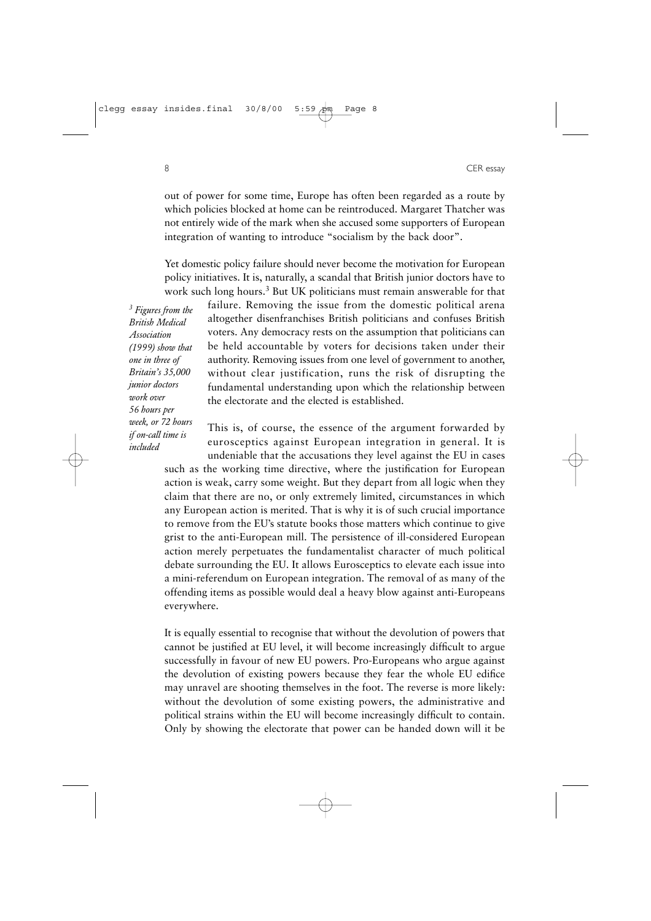out of power for some time, Europe has often been regarded as a route by which policies blocked at home can be reintroduced. Margaret Thatcher was not entirely wide of the mark when she accused some supporters of European integration of wanting to introduce "socialism by the back door".

Yet domestic policy failure should never become the motivation for European policy initiatives. It is, naturally, a scandal that British junior doctors have to work such long hours.[3] But UK politicians must remain answerable for that failure. Removing the issue from the domestic political arena altogether disenfranchises British politicians and confuses British voters. Any democracy rests on the assumption that politicians can be held accountable by voters for decisions taken under their authority. Removing issues from one level of government to another, without clear justification, runs the risk of disrupting the fundamental understanding upon which the relationship between the electorate and the elected is established.

*[3] Figures from the British Medical Association (1999) show that one in three of Britain's 35,000 junior doctors work over 56 hours per week, or 72 hours if on-call time is included*

This is, of course, the essence of the argument forwarded by eurosceptics against European integration in general. It is undeniable that the accusations they level against the EU in cases such as the working time directive, where the justification for European action is weak, carry some weight. But they depart from all logic when they claim that there are no, or only extremely limited, circumstances in which any European action is merited. That is why it is of such crucial importance to remove from the EU's statute books those matters which continue to give grist to the anti-European mill. The persistence of ill-considered European action merely perpetuates the fundamentalist character of much political debate surrounding the EU. It allows Eurosceptics to elevate each issue into a mini-referendum on European integration. The removal of as many of the offending items as possible would deal a heavy blow against anti-Europeans everywhere.

It is equally essential to recognise that without the devolution of powers that cannot be justified at EU level, it will become increasingly difficult to argue successfully in favour of new EU powers. Pro-Europeans who argue against the devolution of existing powers because they fear the whole EU edifice may unravel are shooting themselves in the foot. The reverse is more likely: without the devolution of some existing powers, the administrative and political strains within the EU will become increasingly difficult to contain. Only by showing the electorate that power can be handed down will it be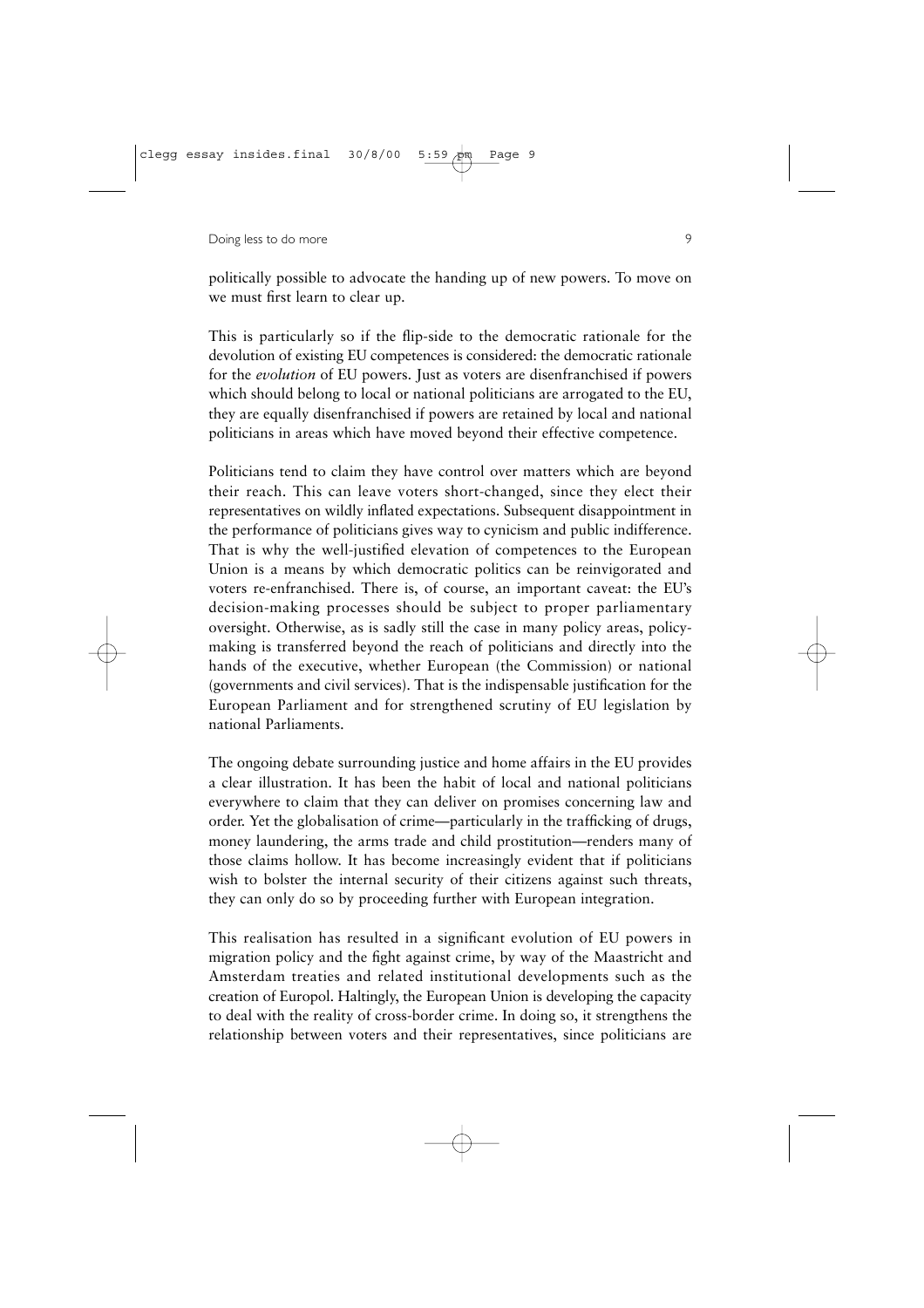politically possible to advocate the handing up of new powers. To move on we must first learn to clear up.

This is particularly so if the flip-side to the democratic rationale for the devolution of existing EU competences is considered: the democratic rationale for the *evolution* of EU powers. Just as voters are disenfranchised if powers which should belong to local or national politicians are arrogated to the EU, they are equally disenfranchised if powers are retained by local and national politicians in areas which have moved beyond their effective competence.

Politicians tend to claim they have control over matters which are beyond their reach. This can leave voters short-changed, since they elect their representatives on wildly inflated expectations. Subsequent disappointment in the performance of politicians gives way to cynicism and public indifference. That is why the well-justified elevation of competences to the European Union is a means by which democratic politics can be reinvigorated and voters re-enfranchised. There is, of course, an important caveat: the EU's decision-making processes should be subject to proper parliamentary oversight. Otherwise, as is sadly still the case in many policy areas, policy-making is transferred beyond the reach of politicians and directly into the hands of the executive, whether European (the Commission) or national (governments and civil services). That is the indispensable justification for the European Parliament and for strengthened scrutiny of EU legislation by national Parliaments.

The ongoing debate surrounding justice and home affairs in the EU provides a clear illustration. It has been the habit of local and national politicians everywhere to claim that they can deliver on promises concerning law and order. Yet the globalisation of crime—particularly in the trafficking of drugs, money laundering, the arms trade and child prostitution—renders many of those claims hollow. It has become increasingly evident that if politicians wish to bolster the internal security of their citizens against such threats, they can only do so by proceeding further with European integration.

This realisation has resulted in a significant evolution of EU powers in migration policy and the fight against crime, by way of the Maastricht and Amsterdam treaties and related institutional developments such as the creation of Europol. Haltingly, the European Union is developing the capacity to deal with the reality of cross-border crime. In doing so, it strengthens the relationship between voters and their representatives, since politicians are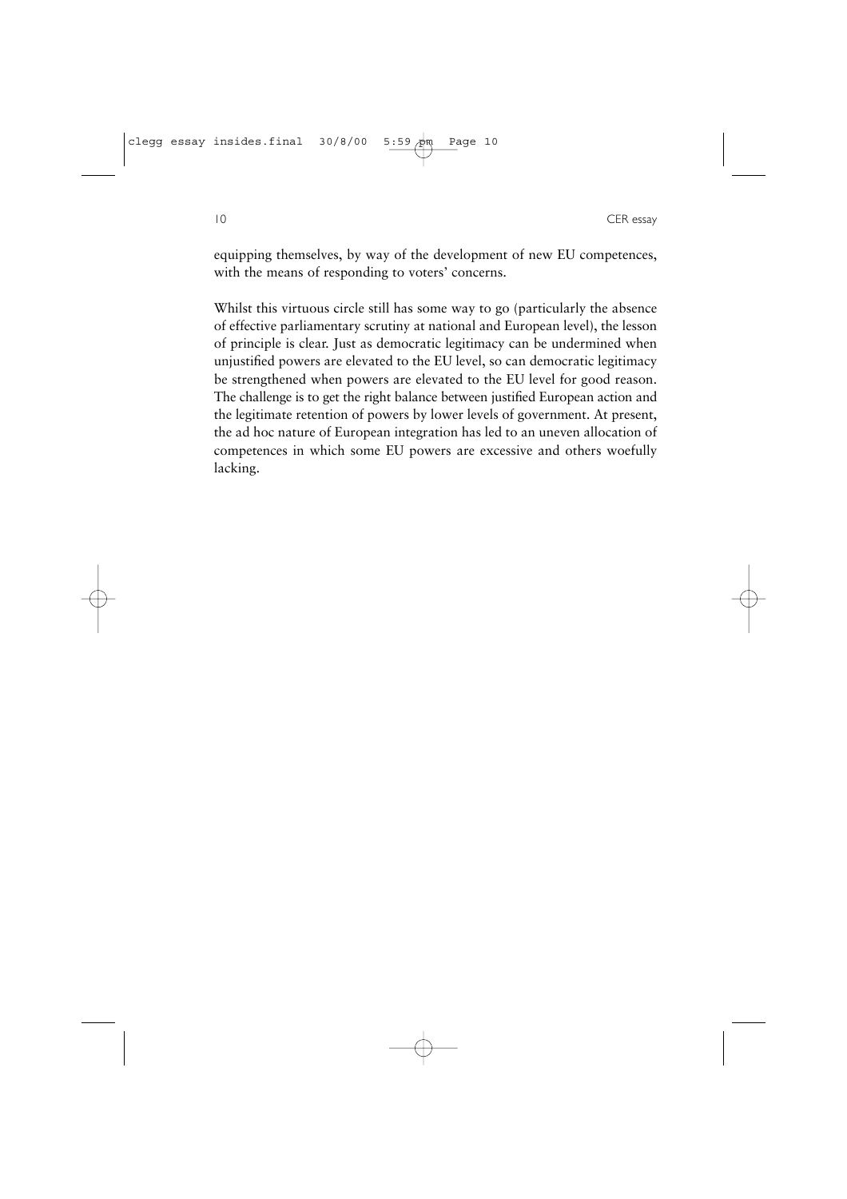equipping themselves, by way of the development of new EU competences, with the means of responding to voters' concerns.

Whilst this virtuous circle still has some way to go (particularly the absence of effective parliamentary scrutiny at national and European level), the lesson of principle is clear. Just as democratic legitimacy can be undermined when unjustified powers are elevated to the EU level, so can democratic legitimacy be strengthened when powers are elevated to the EU level for good reason. The challenge is to get the right balance between justified European action and the legitimate retention of powers by lower levels of government. At present, the ad hoc nature of European integration has led to an uneven allocation of competences in which some EU powers are excessive and others woefully lacking.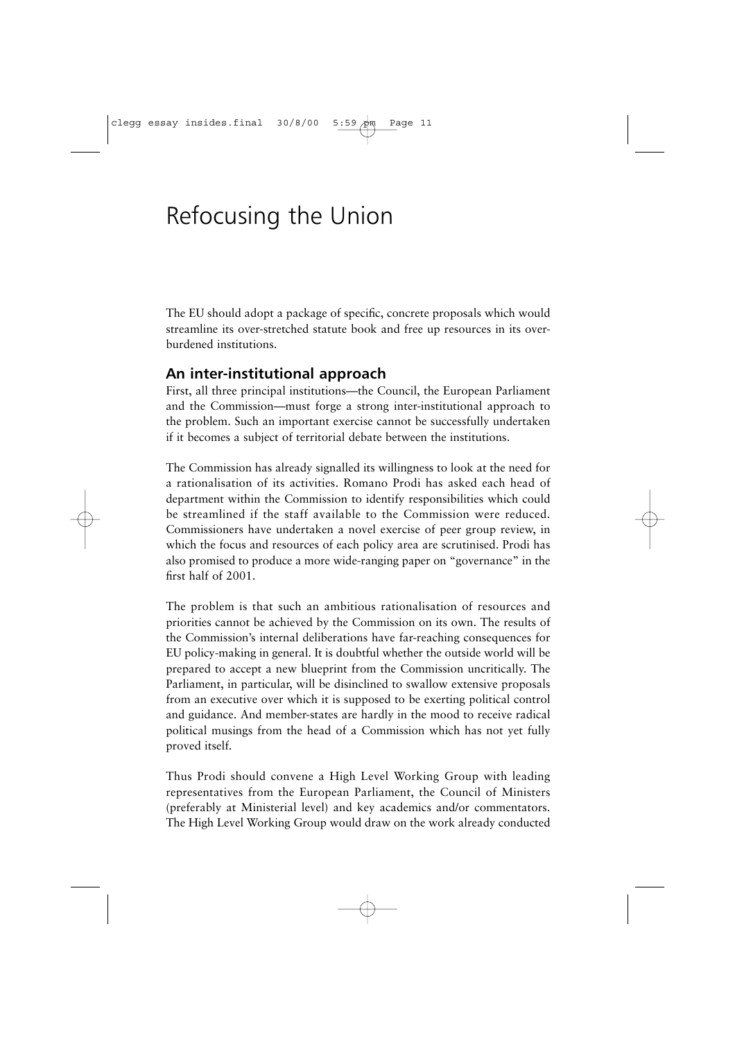# Refocusing the Union

The EU should adopt a package of specific, concrete proposals which would streamline its over-stretched statute book and free up resources in its over-burdened institutions.

## An inter-institutional approach

First, all three principal institutions—the Council, the European Parliament and the Commission—must forge a strong inter-institutional approach to the problem. Such an important exercise cannot be successfully undertaken if it becomes a subject of territorial debate between the institutions.

The Commission has already signalled its willingness to look at the need for a rationalisation of its activities. Romano Prodi has asked each head of department within the Commission to identify responsibilities which could be streamlined if the staff available to the Commission were reduced. Commissioners have undertaken a novel exercise of peer group review, in which the focus and resources of each policy area are scrutinised. Prodi has also promised to produce a more wide-ranging paper on "governance" in the first half of 2001.

The problem is that such an ambitious rationalisation of resources and priorities cannot be achieved by the Commission on its own. The results of the Commission's internal deliberations have far-reaching consequences for EU policy-making in general. It is doubtful whether the outside world will be prepared to accept a new blueprint from the Commission uncritically. The Parliament, in particular, will be disinclined to swallow extensive proposals from an executive over which it is supposed to be exerting political control and guidance. And member-states are hardly in the mood to receive radical political musings from the head of a Commission which has not yet fully proved itself.

Thus Prodi should convene a High Level Working Group with leading representatives from the European Parliament, the Council of Ministers (preferably at Ministerial level) and key academics and/or commentators. The High Level Working Group would draw on the work already conducted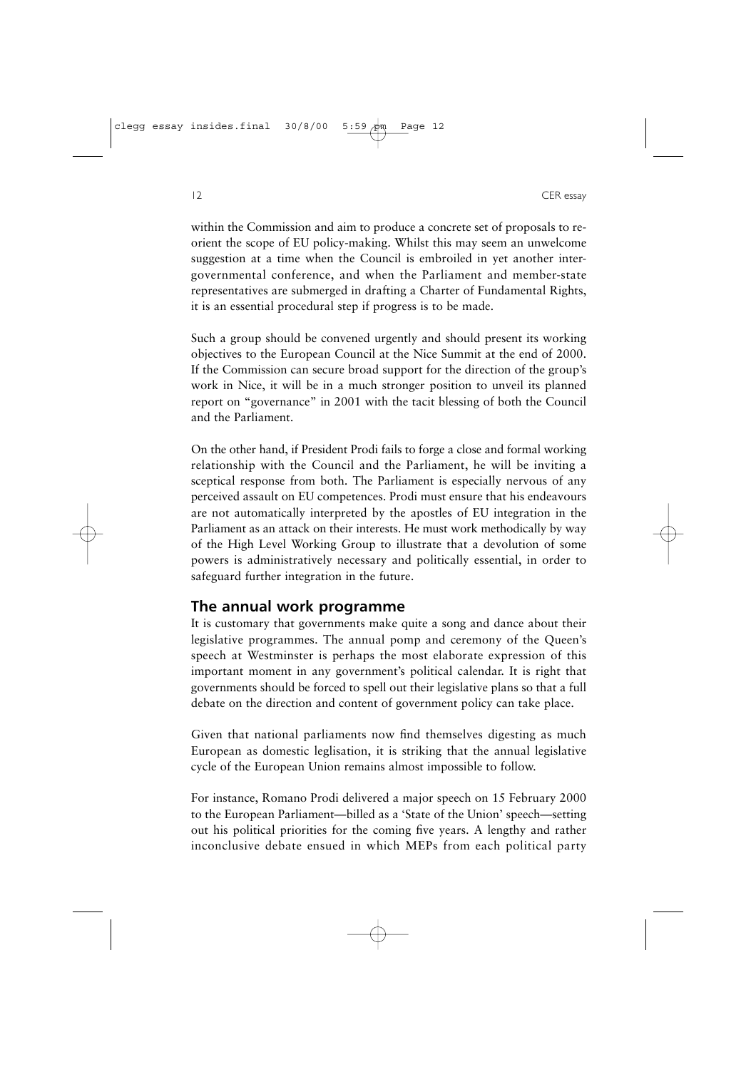within the Commission and aim to produce a concrete set of proposals to re-orient the scope of EU policy-making. Whilst this may seem an unwelcome suggestion at a time when the Council is embroiled in yet another inter-governmental conference, and when the Parliament and member-state representatives are submerged in drafting a Charter of Fundamental Rights, it is an essential procedural step if progress is to be made.

Such a group should be convened urgently and should present its working objectives to the European Council at the Nice Summit at the end of 2000. If the Commission can secure broad support for the direction of the group's work in Nice, it will be in a much stronger position to unveil its planned report on "governance" in 2001 with the tacit blessing of both the Council and the Parliament.

On the other hand, if President Prodi fails to forge a close and formal working relationship with the Council and the Parliament, he will be inviting a sceptical response from both. The Parliament is especially nervous of any perceived assault on EU competences. Prodi must ensure that his endeavours are not automatically interpreted by the apostles of EU integration in the Parliament as an attack on their interests. He must work methodically by way of the High Level Working Group to illustrate that a devolution of some powers is administratively necessary and politically essential, in order to safeguard further integration in the future.

## The annual work programme

It is customary that governments make quite a song and dance about their legislative programmes. The annual pomp and ceremony of the Queen's speech at Westminster is perhaps the most elaborate expression of this important moment in any government's political calendar. It is right that governments should be forced to spell out their legislative plans so that a full debate on the direction and content of government policy can take place.

Given that national parliaments now find themselves digesting as much European as domestic leglisation, it is striking that the annual legislative cycle of the European Union remains almost impossible to follow.

For instance, Romano Prodi delivered a major speech on 15 February 2000 to the European Parliament—billed as a 'State of the Union' speech—setting out his political priorities for the coming five years. A lengthy and rather inconclusive debate ensued in which MEPs from each political party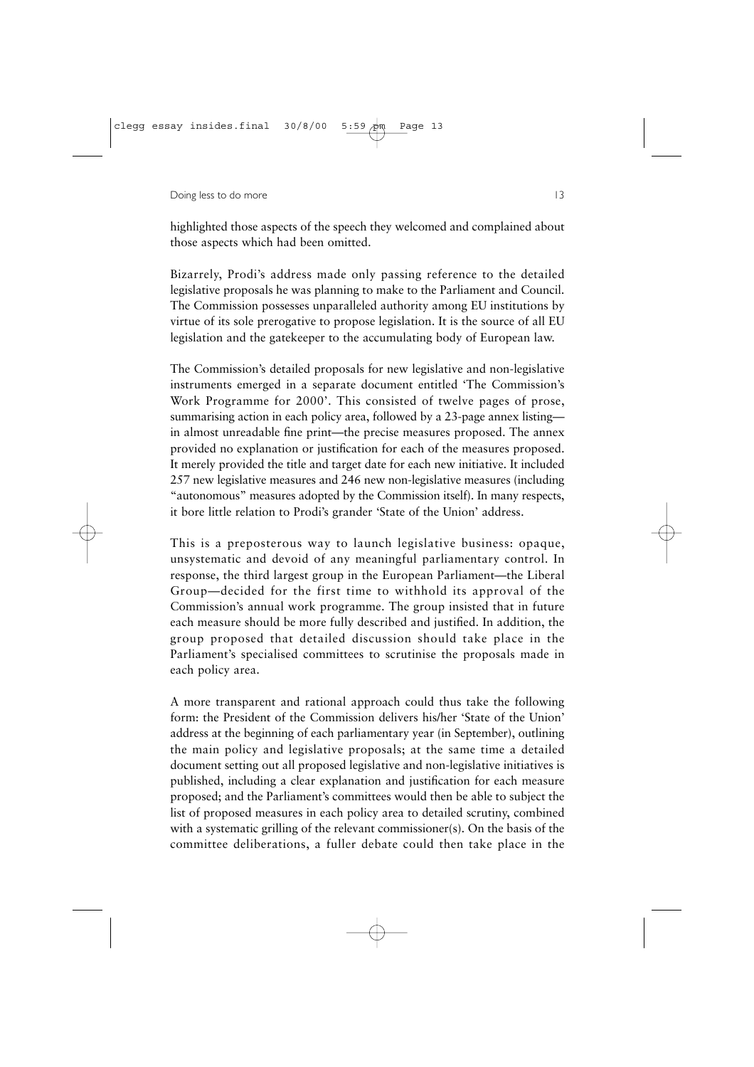highlighted those aspects of the speech they welcomed and complained about those aspects which had been omitted.

Bizarrely, Prodi's address made only passing reference to the detailed legislative proposals he was planning to make to the Parliament and Council. The Commission possesses unparalleled authority among EU institutions by virtue of its sole prerogative to propose legislation. It is the source of all EU legislation and the gatekeeper to the accumulating body of European law.

The Commission's detailed proposals for new legislative and non-legislative instruments emerged in a separate document entitled 'The Commission's Work Programme for 2000'. This consisted of twelve pages of prose, summarising action in each policy area, followed by a 23-page annex listing—in almost unreadable fine print—the precise measures proposed. The annex provided no explanation or justification for each of the measures proposed. It merely provided the title and target date for each new initiative. It included 257 new legislative measures and 246 new non-legislative measures (including "autonomous" measures adopted by the Commission itself). In many respects, it bore little relation to Prodi's grander 'State of the Union' address.

This is a preposterous way to launch legislative business: opaque, unsystematic and devoid of any meaningful parliamentary control. In response, the third largest group in the European Parliament—the Liberal Group—decided for the first time to withhold its approval of the Commission's annual work programme. The group insisted that in future each measure should be more fully described and justified. In addition, the group proposed that detailed discussion should take place in the Parliament's specialised committees to scrutinise the proposals made in each policy area.

A more transparent and rational approach could thus take the following form: the President of the Commission delivers his/her 'State of the Union' address at the beginning of each parliamentary year (in September), outlining the main policy and legislative proposals; at the same time a detailed document setting out all proposed legislative and non-legislative initiatives is published, including a clear explanation and justification for each measure proposed; and the Parliament's committees would then be able to subject the list of proposed measures in each policy area to detailed scrutiny, combined with a systematic grilling of the relevant commissioner(s). On the basis of the committee deliberations, a fuller debate could then take place in the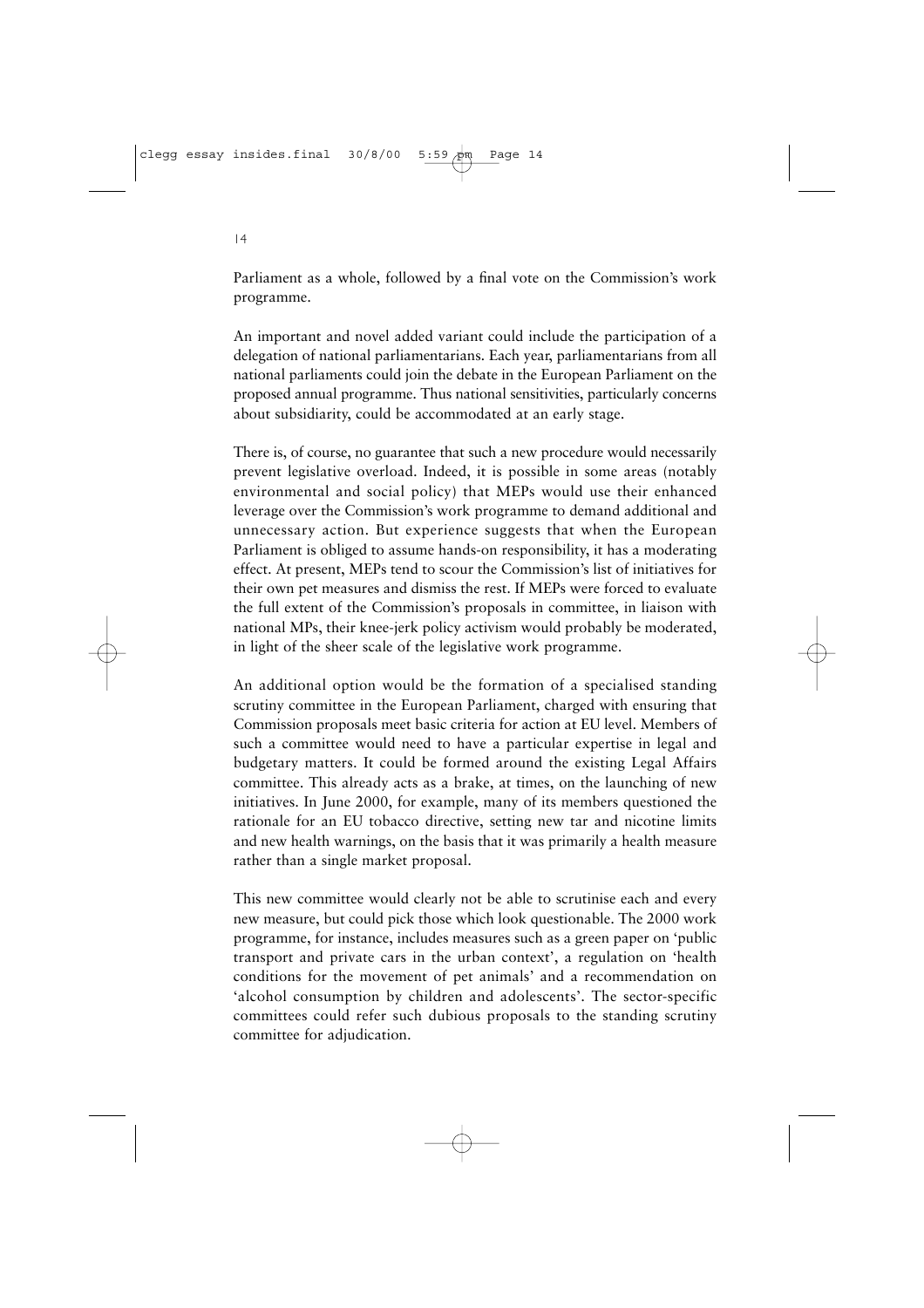Parliament as a whole, followed by a final vote on the Commission's work programme.

An important and novel added variant could include the participation of a delegation of national parliamentarians. Each year, parliamentarians from all national parliaments could join the debate in the European Parliament on the proposed annual programme. Thus national sensitivities, particularly concerns about subsidiarity, could be accommodated at an early stage.

There is, of course, no guarantee that such a new procedure would necessarily prevent legislative overload. Indeed, it is possible in some areas (notably environmental and social policy) that MEPs would use their enhanced leverage over the Commission's work programme to demand additional and unnecessary action. But experience suggests that when the European Parliament is obliged to assume hands-on responsibility, it has a moderating effect. At present, MEPs tend to scour the Commission's list of initiatives for their own pet measures and dismiss the rest. If MEPs were forced to evaluate the full extent of the Commission's proposals in committee, in liaison with national MPs, their knee-jerk policy activism would probably be moderated, in light of the sheer scale of the legislative work programme.

An additional option would be the formation of a specialised standing scrutiny committee in the European Parliament, charged with ensuring that Commission proposals meet basic criteria for action at EU level. Members of such a committee would need to have a particular expertise in legal and budgetary matters. It could be formed around the existing Legal Affairs committee. This already acts as a brake, at times, on the launching of new initiatives. In June 2000, for example, many of its members questioned the rationale for an EU tobacco directive, setting new tar and nicotine limits and new health warnings, on the basis that it was primarily a health measure rather than a single market proposal.

This new committee would clearly not be able to scrutinise each and every new measure, but could pick those which look questionable. The 2000 work programme, for instance, includes measures such as a green paper on 'public transport and private cars in the urban context', a regulation on 'health conditions for the movement of pet animals' and a recommendation on 'alcohol consumption by children and adolescents'. The sector-specific committees could refer such dubious proposals to the standing scrutiny committee for adjudication.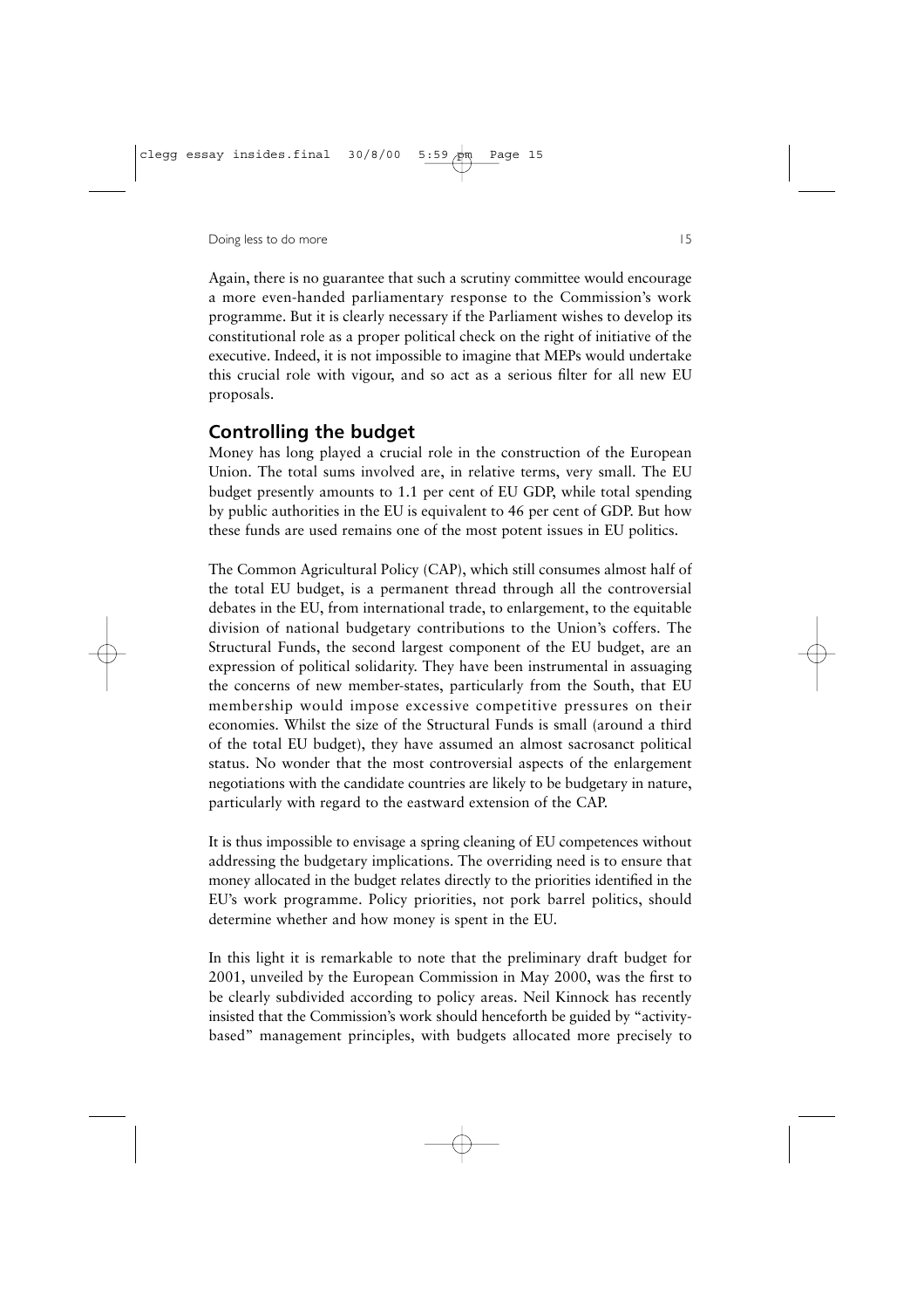Again, there is no guarantee that such a scrutiny committee would encourage a more even-handed parliamentary response to the Commission's work programme. But it is clearly necessary if the Parliament wishes to develop its constitutional role as a proper political check on the right of initiative of the executive. Indeed, it is not impossible to imagine that MEPs would undertake this crucial role with vigour, and so act as a serious filter for all new EU proposals.

## Controlling the budget

Money has long played a crucial role in the construction of the European Union. The total sums involved are, in relative terms, very small. The EU budget presently amounts to 1.1 per cent of EU GDP, while total spending by public authorities in the EU is equivalent to 46 per cent of GDP. But how these funds are used remains one of the most potent issues in EU politics.

The Common Agricultural Policy (CAP), which still consumes almost half of the total EU budget, is a permanent thread through all the controversial debates in the EU, from international trade, to enlargement, to the equitable division of national budgetary contributions to the Union's coffers. The Structural Funds, the second largest component of the EU budget, are an expression of political solidarity. They have been instrumental in assuaging the concerns of new member-states, particularly from the South, that EU membership would impose excessive competitive pressures on their economies. Whilst the size of the Structural Funds is small (around a third of the total EU budget), they have assumed an almost sacrosanct political status. No wonder that the most controversial aspects of the enlargement negotiations with the candidate countries are likely to be budgetary in nature, particularly with regard to the eastward extension of the CAP.

It is thus impossible to envisage a spring cleaning of EU competences without addressing the budgetary implications. The overriding need is to ensure that money allocated in the budget relates directly to the priorities identified in the EU's work programme. Policy priorities, not pork barrel politics, should determine whether and how money is spent in the EU.

In this light it is remarkable to note that the preliminary draft budget for 2001, unveiled by the European Commission in May 2000, was the first to be clearly subdivided according to policy areas. Neil Kinnock has recently insisted that the Commission's work should henceforth be guided by "activity-based" management principles, with budgets allocated more precisely to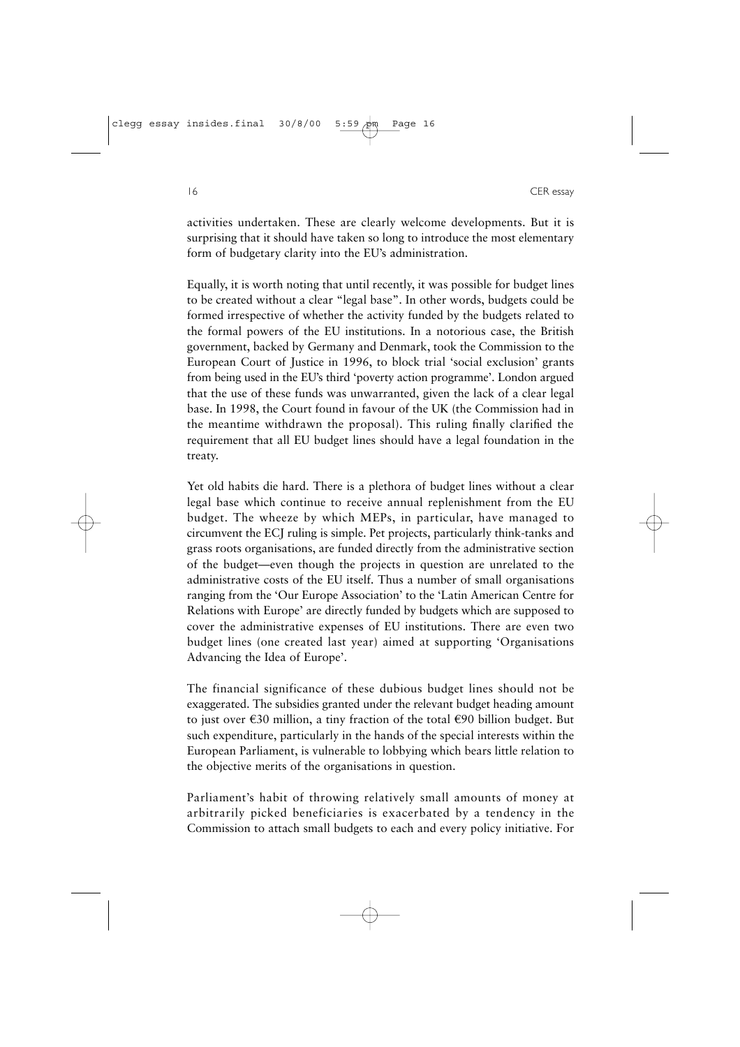activities undertaken. These are clearly welcome developments. But it is surprising that it should have taken so long to introduce the most elementary form of budgetary clarity into the EU's administration.

Equally, it is worth noting that until recently, it was possible for budget lines to be created without a clear "legal base". In other words, budgets could be formed irrespective of whether the activity funded by the budgets related to the formal powers of the EU institutions. In a notorious case, the British government, backed by Germany and Denmark, took the Commission to the European Court of Justice in 1996, to block trial 'social exclusion' grants from being used in the EU's third 'poverty action programme'. London argued that the use of these funds was unwarranted, given the lack of a clear legal base. In 1998, the Court found in favour of the UK (the Commission had in the meantime withdrawn the proposal). This ruling finally clarified the requirement that all EU budget lines should have a legal foundation in the treaty.

Yet old habits die hard. There is a plethora of budget lines without a clear legal base which continue to receive annual replenishment from the EU budget. The wheeze by which MEPs, in particular, have managed to circumvent the ECJ ruling is simple. Pet projects, particularly think-tanks and grass roots organisations, are funded directly from the administrative section of the budget—even though the projects in question are unrelated to the administrative costs of the EU itself. Thus a number of small organisations ranging from the 'Our Europe Association' to the 'Latin American Centre for Relations with Europe' are directly funded by budgets which are supposed to cover the administrative expenses of EU institutions. There are even two budget lines (one created last year) aimed at supporting 'Organisations Advancing the Idea of Europe'.

The financial significance of these dubious budget lines should not be exaggerated. The subsidies granted under the relevant budget heading amount to just over €30 million, a tiny fraction of the total €90 billion budget. But such expenditure, particularly in the hands of the special interests within the European Parliament, is vulnerable to lobbying which bears little relation to the objective merits of the organisations in question.

Parliament's habit of throwing relatively small amounts of money at arbitrarily picked beneficiaries is exacerbated by a tendency in the Commission to attach small budgets to each and every policy initiative. For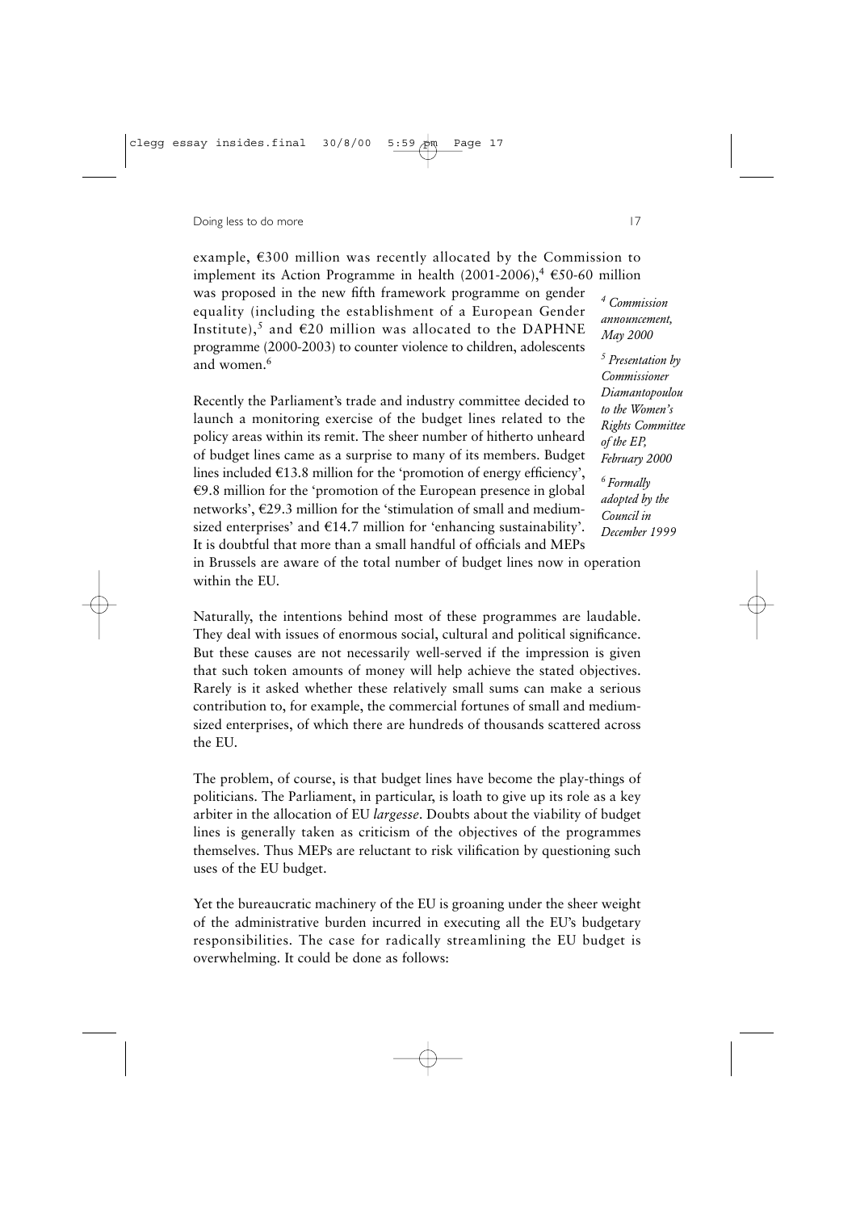example, €300 million was recently allocated by the Commission to implement its Action Programme in health (2001-2006),[4] €50-60 million was proposed in the new fifth framework programme on gender equality (including the establishment of a European Gender Institute),[5] and €20 million was allocated to the DAPHNE programme (2000-2003) to counter violence to children, adolescents and women.[6]

Recently the Parliament's trade and industry committee decided to launch a monitoring exercise of the budget lines related to the policy areas within its remit. The sheer number of hitherto unheard of budget lines came as a surprise to many of its members. Budget lines included €13.8 million for the 'promotion of energy efficiency', €9.8 million for the 'promotion of the European presence in global networks', €29.3 million for the 'stimulation of small and medium-sized enterprises' and €14.7 million for 'enhancing sustainability'. It is doubtful that more than a small handful of officials and MEPs in Brussels are aware of the total number of budget lines now in operation within the EU.

Naturally, the intentions behind most of these programmes are laudable. They deal with issues of enormous social, cultural and political significance. But these causes are not necessarily well-served if the impression is given that such token amounts of money will help achieve the stated objectives. Rarely is it asked whether these relatively small sums can make a serious contribution to, for example, the commercial fortunes of small and medium-sized enterprises, of which there are hundreds of thousands scattered across the EU.

The problem, of course, is that budget lines have become the play-things of politicians. The Parliament, in particular, is loath to give up its role as a key arbiter in the allocation of EU *largesse*. Doubts about the viability of budget lines is generally taken as criticism of the objectives of the programmes themselves. Thus MEPs are reluctant to risk vilification by questioning such uses of the EU budget.

Yet the bureaucratic machinery of the EU is groaning under the sheer weight of the administrative burden incurred in executing all the EU's budgetary responsibilities. The case for radically streamlining the EU budget is overwhelming. It could be done as follows:

---

[4] *Commission announcement, May 2000*

[5] *Presentation by Commissioner Diamantopoulou to the Women's Rights Committee of the EP, February 2000*

[6] *Formally adopted by the Council in December 1999*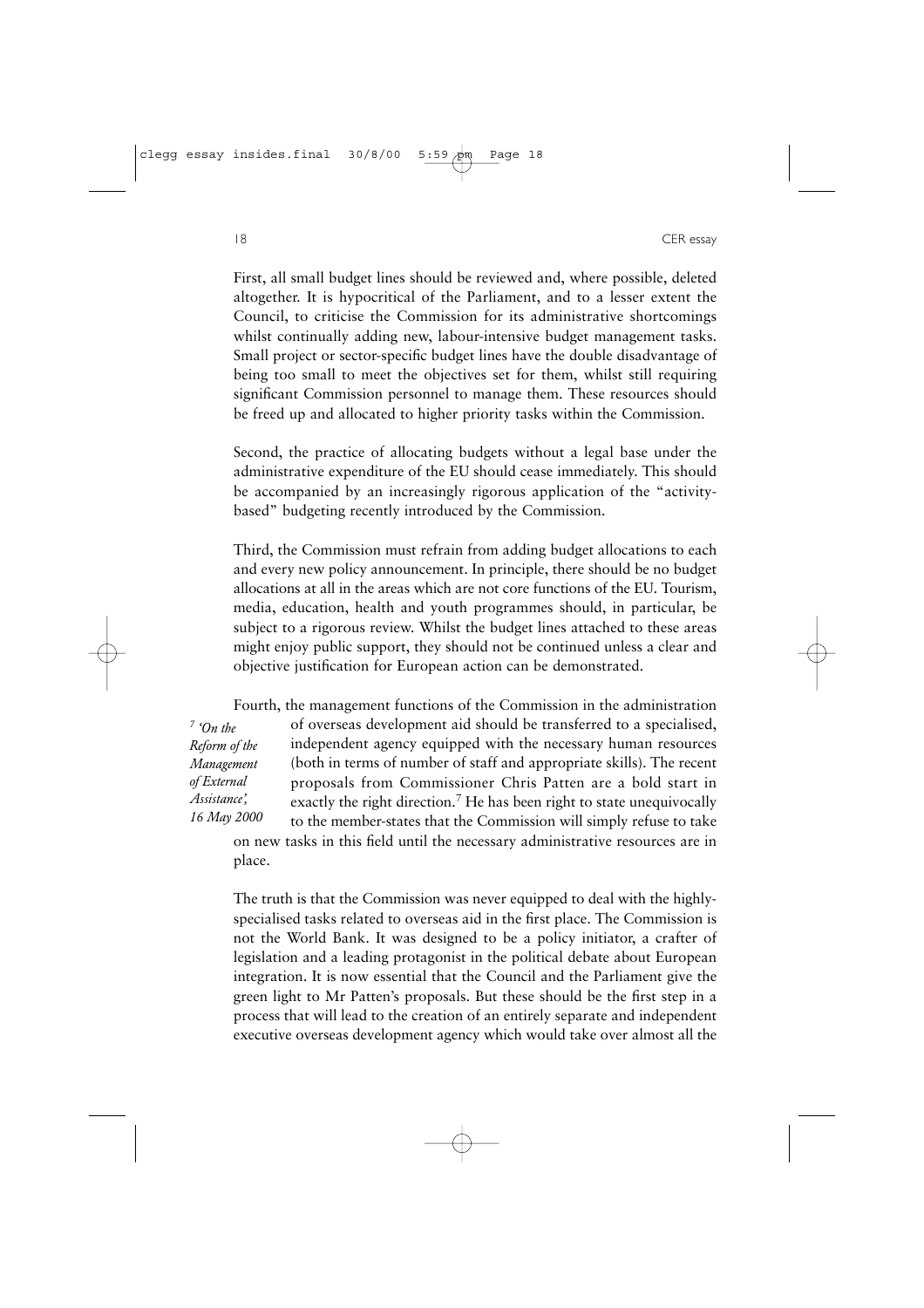First, all small budget lines should be reviewed and, where possible, deleted altogether. It is hypocritical of the Parliament, and to a lesser extent the Council, to criticise the Commission for its administrative shortcomings whilst continually adding new, labour-intensive budget management tasks. Small project or sector-specific budget lines have the double disadvantage of being too small to meet the objectives set for them, whilst still requiring significant Commission personnel to manage them. These resources should be freed up and allocated to higher priority tasks within the Commission.

Second, the practice of allocating budgets without a legal base under the administrative expenditure of the EU should cease immediately. This should be accompanied by an increasingly rigorous application of the "activity-based" budgeting recently introduced by the Commission.

Third, the Commission must refrain from adding budget allocations to each and every new policy announcement. In principle, there should be no budget allocations at all in the areas which are not core functions of the EU. Tourism, media, education, health and youth programmes should, in particular, be subject to a rigorous review. Whilst the budget lines attached to these areas might enjoy public support, they should not be continued unless a clear and objective justification for European action can be demonstrated.

Fourth, the management functions of the Commission in the administration of overseas development aid should be transferred to a specialised, independent agency equipped with the necessary human resources (both in terms of number of staff and appropriate skills). The recent proposals from Commissioner Chris Patten are a bold start in exactly the right direction.[7] He has been right to state unequivocally to the member-states that the Commission will simply refuse to take on new tasks in this field until the necessary administrative resources are in place.

[7] *'On the Reform of the Management of External Assistance', 16 May 2000*

The truth is that the Commission was never equipped to deal with the highly-specialised tasks related to overseas aid in the first place. The Commission is not the World Bank. It was designed to be a policy initiator, a crafter of legislation and a leading protagonist in the political debate about European integration. It is now essential that the Council and the Parliament give the green light to Mr Patten's proposals. But these should be the first step in a process that will lead to the creation of an entirely separate and independent executive overseas development agency which would take over almost all the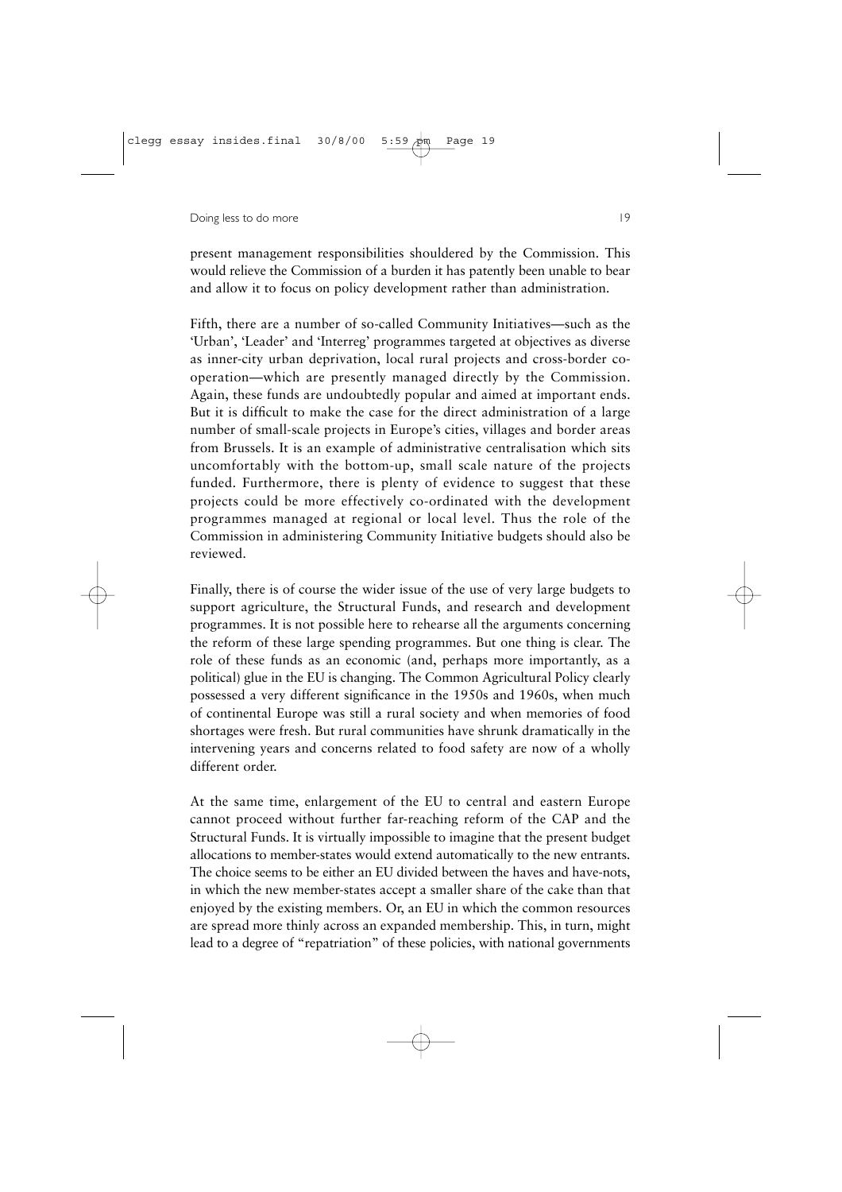present management responsibilities shouldered by the Commission. This would relieve the Commission of a burden it has patently been unable to bear and allow it to focus on policy development rather than administration.

Fifth, there are a number of so-called Community Initiatives—such as the 'Urban', 'Leader' and 'Interreg' programmes targeted at objectives as diverse as inner-city urban deprivation, local rural projects and cross-border co-operation—which are presently managed directly by the Commission. Again, these funds are undoubtedly popular and aimed at important ends. But it is difficult to make the case for the direct administration of a large number of small-scale projects in Europe's cities, villages and border areas from Brussels. It is an example of administrative centralisation which sits uncomfortably with the bottom-up, small scale nature of the projects funded. Furthermore, there is plenty of evidence to suggest that these projects could be more effectively co-ordinated with the development programmes managed at regional or local level. Thus the role of the Commission in administering Community Initiative budgets should also be reviewed.

Finally, there is of course the wider issue of the use of very large budgets to support agriculture, the Structural Funds, and research and development programmes. It is not possible here to rehearse all the arguments concerning the reform of these large spending programmes. But one thing is clear. The role of these funds as an economic (and, perhaps more importantly, as a political) glue in the EU is changing. The Common Agricultural Policy clearly possessed a very different significance in the 1950s and 1960s, when much of continental Europe was still a rural society and when memories of food shortages were fresh. But rural communities have shrunk dramatically in the intervening years and concerns related to food safety are now of a wholly different order.

At the same time, enlargement of the EU to central and eastern Europe cannot proceed without further far-reaching reform of the CAP and the Structural Funds. It is virtually impossible to imagine that the present budget allocations to member-states would extend automatically to the new entrants. The choice seems to be either an EU divided between the haves and have-nots, in which the new member-states accept a smaller share of the cake than that enjoyed by the existing members. Or, an EU in which the common resources are spread more thinly across an expanded membership. This, in turn, might lead to a degree of "repatriation" of these policies, with national governments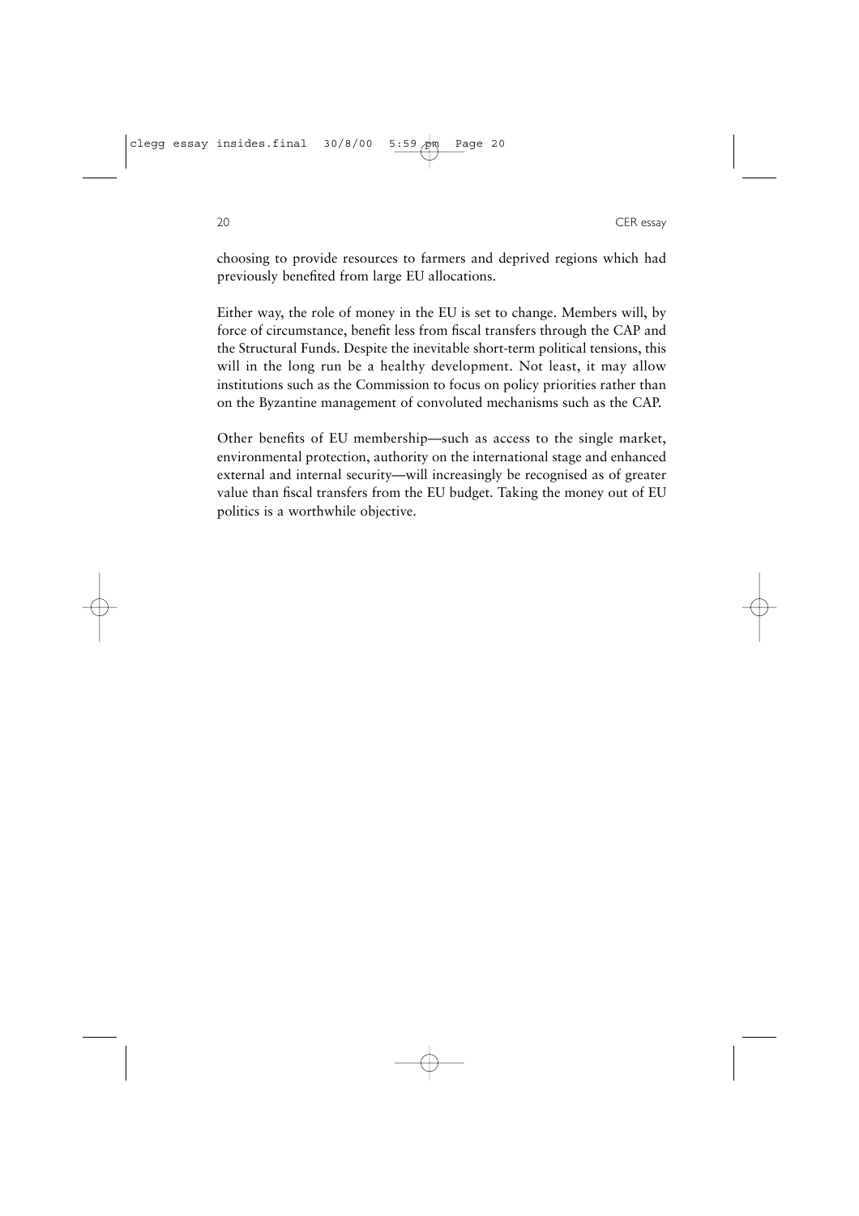choosing to provide resources to farmers and deprived regions which had previously benefited from large EU allocations.

Either way, the role of money in the EU is set to change. Members will, by force of circumstance, benefit less from fiscal transfers through the CAP and the Structural Funds. Despite the inevitable short-term political tensions, this will in the long run be a healthy development. Not least, it may allow institutions such as the Commission to focus on policy priorities rather than on the Byzantine management of convoluted mechanisms such as the CAP.

Other benefits of EU membership—such as access to the single market, environmental protection, authority on the international stage and enhanced external and internal security—will increasingly be recognised as of greater value than fiscal transfers from the EU budget. Taking the money out of EU politics is a worthwhile objective.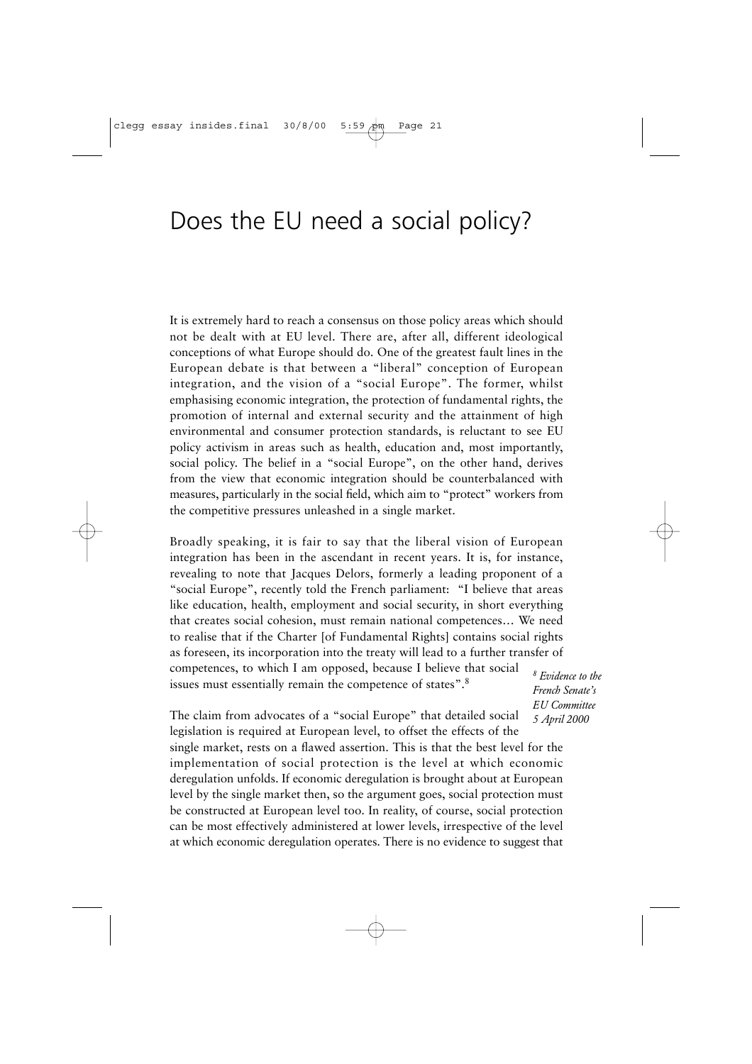# Does the EU need a social policy?

It is extremely hard to reach a consensus on those policy areas which should not be dealt with at EU level. There are, after all, different ideological conceptions of what Europe should do. One of the greatest fault lines in the European debate is that between a "liberal" conception of European integration, and the vision of a "social Europe". The former, whilst emphasising economic integration, the protection of fundamental rights, the promotion of internal and external security and the attainment of high environmental and consumer protection standards, is reluctant to see EU policy activism in areas such as health, education and, most importantly, social policy. The belief in a "social Europe", on the other hand, derives from the view that economic integration should be counterbalanced with measures, particularly in the social field, which aim to "protect" workers from the competitive pressures unleashed in a single market.

Broadly speaking, it is fair to say that the liberal vision of European integration has been in the ascendant in recent years. It is, for instance, revealing to note that Jacques Delors, formerly a leading proponent of a "social Europe", recently told the French parliament: "I believe that areas like education, health, employment and social security, in short everything that creates social cohesion, must remain national competences… We need to realise that if the Charter [of Fundamental Rights] contains social rights as foreseen, its incorporation into the treaty will lead to a further transfer of competences, to which I am opposed, because I believe that social issues must essentially remain the competence of states".[8]

*[8] Evidence to the French Senate's EU Committee 5 April 2000*

The claim from advocates of a "social Europe" that detailed social legislation is required at European level, to offset the effects of the single market, rests on a flawed assertion. This is that the best level for the implementation of social protection is the level at which economic deregulation unfolds. If economic deregulation is brought about at European level by the single market then, so the argument goes, social protection must be constructed at European level too. In reality, of course, social protection can be most effectively administered at lower levels, irrespective of the level at which economic deregulation operates. There is no evidence to suggest that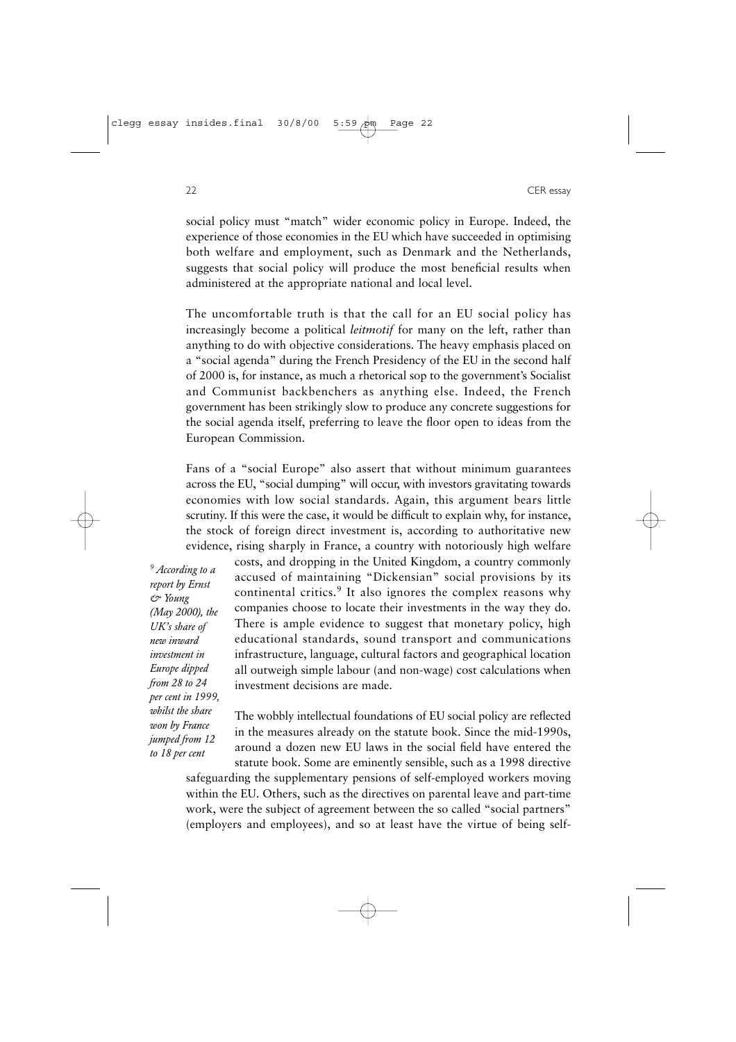social policy must "match" wider economic policy in Europe. Indeed, the experience of those economies in the EU which have succeeded in optimising both welfare and employment, such as Denmark and the Netherlands, suggests that social policy will produce the most beneficial results when administered at the appropriate national and local level.

The uncomfortable truth is that the call for an EU social policy has increasingly become a political *leitmotif* for many on the left, rather than anything to do with objective considerations. The heavy emphasis placed on a "social agenda" during the French Presidency of the EU in the second half of 2000 is, for instance, as much a rhetorical sop to the government's Socialist and Communist backbenchers as anything else. Indeed, the French government has been strikingly slow to produce any concrete suggestions for the social agenda itself, preferring to leave the floor open to ideas from the European Commission.

Fans of a "social Europe" also assert that without minimum guarantees across the EU, "social dumping" will occur, with investors gravitating towards economies with low social standards. Again, this argument bears little scrutiny. If this were the case, it would be difficult to explain why, for instance, the stock of foreign direct investment is, according to authoritative new evidence, rising sharply in France, a country with notoriously high welfare costs, and dropping in the United Kingdom, a country commonly accused of maintaining "Dickensian" social provisions by its continental critics.[9] It also ignores the complex reasons why companies choose to locate their investments in the way they do. There is ample evidence to suggest that monetary policy, high educational standards, sound transport and communications infrastructure, language, cultural factors and geographical location all outweigh simple labour (and non-wage) cost calculations when investment decisions are made.

The wobbly intellectual foundations of EU social policy are reflected in the measures already on the statute book. Since the mid-1990s, around a dozen new EU laws in the social field have entered the statute book. Some are eminently sensible, such as a 1998 directive safeguarding the supplementary pensions of self-employed workers moving within the EU. Others, such as the directives on parental leave and part-time work, were the subject of agreement between the so called "social partners" (employers and employees), and so at least have the virtue of being self-

*[9] According to a report by Ernst & Young (May 2000), the UK's share of new inward investment in Europe dipped from 28 to 24 per cent in 1999, whilst the share won by France jumped from 12 to 18 per cent*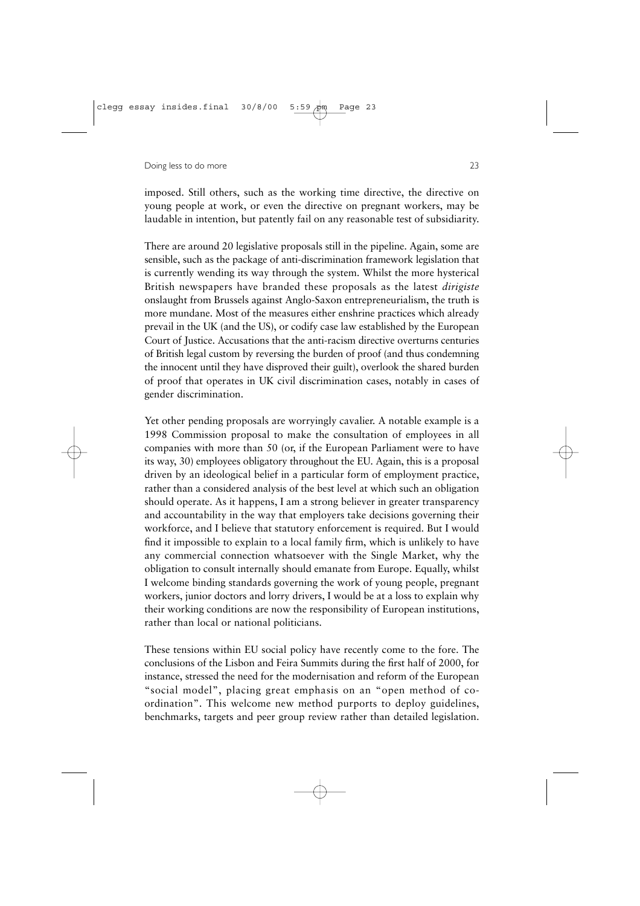imposed. Still others, such as the working time directive, the directive on young people at work, or even the directive on pregnant workers, may be laudable in intention, but patently fail on any reasonable test of subsidiarity.

There are around 20 legislative proposals still in the pipeline. Again, some are sensible, such as the package of anti-discrimination framework legislation that is currently wending its way through the system. Whilst the more hysterical British newspapers have branded these proposals as the latest *dirigiste* onslaught from Brussels against Anglo-Saxon entrepreneurialism, the truth is more mundane. Most of the measures either enshrine practices which already prevail in the UK (and the US), or codify case law established by the European Court of Justice. Accusations that the anti-racism directive overturns centuries of British legal custom by reversing the burden of proof (and thus condemning the innocent until they have disproved their guilt), overlook the shared burden of proof that operates in UK civil discrimination cases, notably in cases of gender discrimination.

Yet other pending proposals are worryingly cavalier. A notable example is a 1998 Commission proposal to make the consultation of employees in all companies with more than 50 (or, if the European Parliament were to have its way, 30) employees obligatory throughout the EU. Again, this is a proposal driven by an ideological belief in a particular form of employment practice, rather than a considered analysis of the best level at which such an obligation should operate. As it happens, I am a strong believer in greater transparency and accountability in the way that employers take decisions governing their workforce, and I believe that statutory enforcement is required. But I would find it impossible to explain to a local family firm, which is unlikely to have any commercial connection whatsoever with the Single Market, why the obligation to consult internally should emanate from Europe. Equally, whilst I welcome binding standards governing the work of young people, pregnant workers, junior doctors and lorry drivers, I would be at a loss to explain why their working conditions are now the responsibility of European institutions, rather than local or national politicians.

These tensions within EU social policy have recently come to the fore. The conclusions of the Lisbon and Feira Summits during the first half of 2000, for instance, stressed the need for the modernisation and reform of the European "social model", placing great emphasis on an "open method of co-ordination". This welcome new method purports to deploy guidelines, benchmarks, targets and peer group review rather than detailed legislation.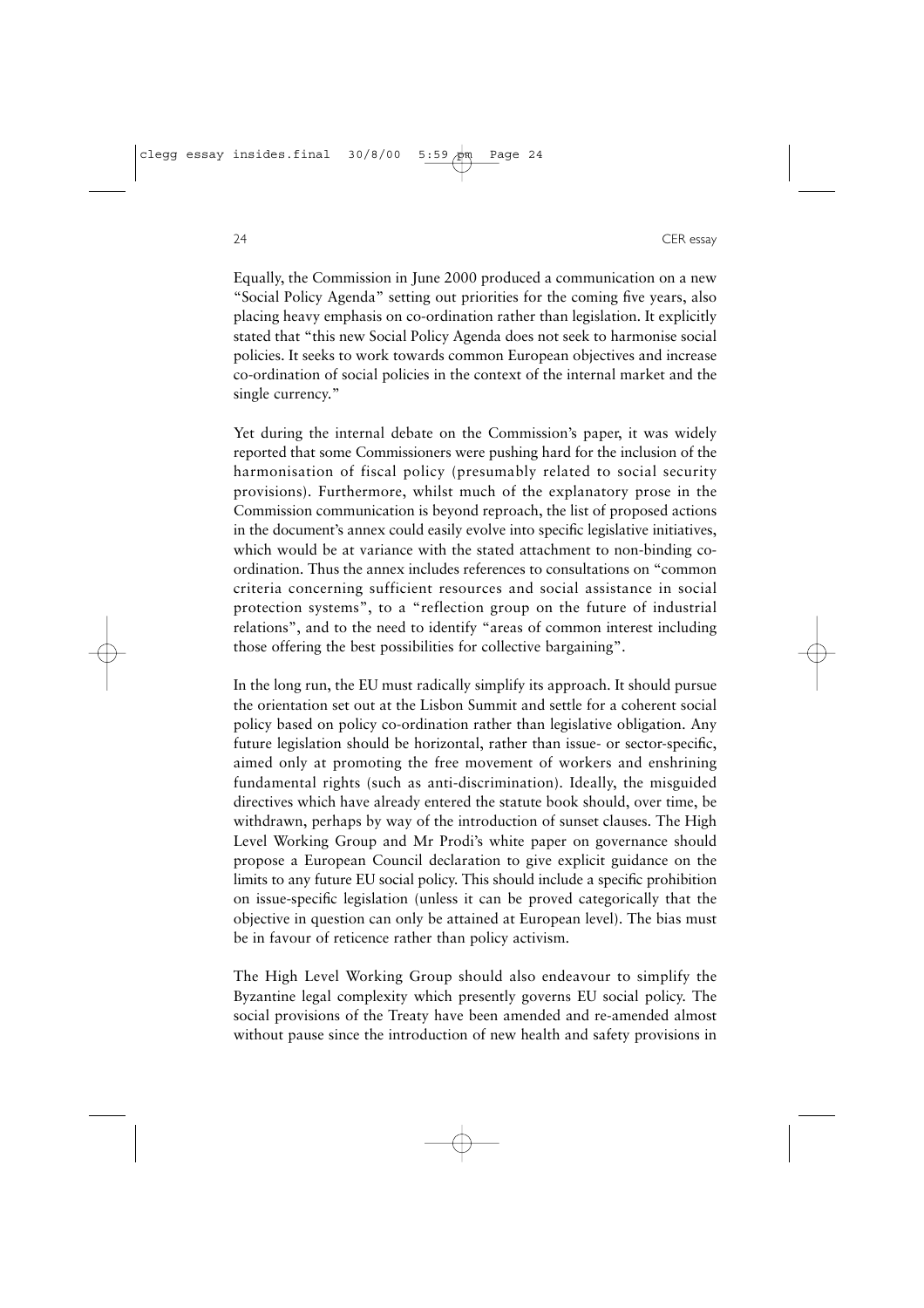Equally, the Commission in June 2000 produced a communication on a new "Social Policy Agenda" setting out priorities for the coming five years, also placing heavy emphasis on co-ordination rather than legislation. It explicitly stated that "this new Social Policy Agenda does not seek to harmonise social policies. It seeks to work towards common European objectives and increase co-ordination of social policies in the context of the internal market and the single currency."

Yet during the internal debate on the Commission's paper, it was widely reported that some Commissioners were pushing hard for the inclusion of the harmonisation of fiscal policy (presumably related to social security provisions). Furthermore, whilst much of the explanatory prose in the Commission communication is beyond reproach, the list of proposed actions in the document's annex could easily evolve into specific legislative initiatives, which would be at variance with the stated attachment to non-binding co-ordination. Thus the annex includes references to consultations on "common criteria concerning sufficient resources and social assistance in social protection systems", to a "reflection group on the future of industrial relations", and to the need to identify "areas of common interest including those offering the best possibilities for collective bargaining".

In the long run, the EU must radically simplify its approach. It should pursue the orientation set out at the Lisbon Summit and settle for a coherent social policy based on policy co-ordination rather than legislative obligation. Any future legislation should be horizontal, rather than issue- or sector-specific, aimed only at promoting the free movement of workers and enshrining fundamental rights (such as anti-discrimination). Ideally, the misguided directives which have already entered the statute book should, over time, be withdrawn, perhaps by way of the introduction of sunset clauses. The High Level Working Group and Mr Prodi's white paper on governance should propose a European Council declaration to give explicit guidance on the limits to any future EU social policy. This should include a specific prohibition on issue-specific legislation (unless it can be proved categorically that the objective in question can only be attained at European level). The bias must be in favour of reticence rather than policy activism.

The High Level Working Group should also endeavour to simplify the Byzantine legal complexity which presently governs EU social policy. The social provisions of the Treaty have been amended and re-amended almost without pause since the introduction of new health and safety provisions in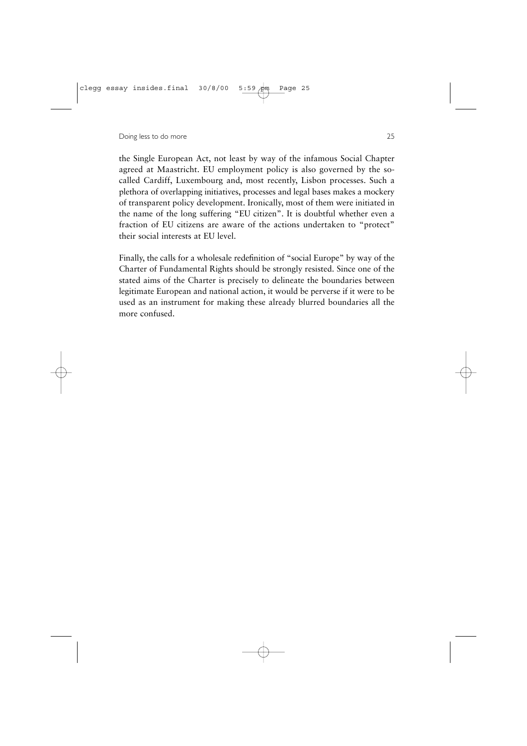the Single European Act, not least by way of the infamous Social Chapter agreed at Maastricht. EU employment policy is also governed by the so-called Cardiff, Luxembourg and, most recently, Lisbon processes. Such a plethora of overlapping initiatives, processes and legal bases makes a mockery of transparent policy development. Ironically, most of them were initiated in the name of the long suffering "EU citizen". It is doubtful whether even a fraction of EU citizens are aware of the actions undertaken to "protect" their social interests at EU level.

Finally, the calls for a wholesale redefinition of "social Europe" by way of the Charter of Fundamental Rights should be strongly resisted. Since one of the stated aims of the Charter is precisely to delineate the boundaries between legitimate European and national action, it would be perverse if it were to be used as an instrument for making these already blurred boundaries all the more confused.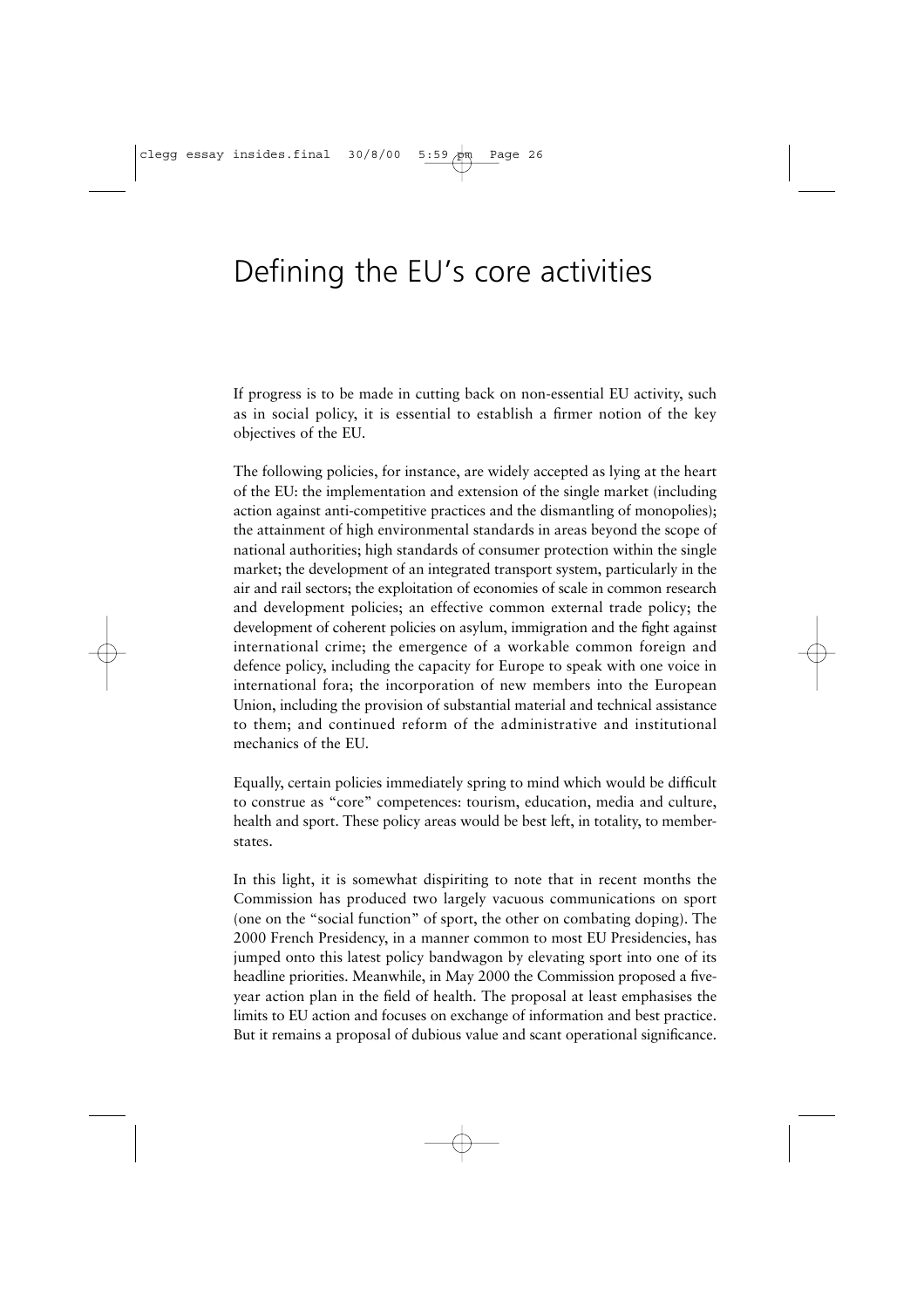# Defining the EU's core activities

If progress is to be made in cutting back on non-essential EU activity, such as in social policy, it is essential to establish a firmer notion of the key objectives of the EU.

The following policies, for instance, are widely accepted as lying at the heart of the EU: the implementation and extension of the single market (including action against anti-competitive practices and the dismantling of monopolies); the attainment of high environmental standards in areas beyond the scope of national authorities; high standards of consumer protection within the single market; the development of an integrated transport system, particularly in the air and rail sectors; the exploitation of economies of scale in common research and development policies; an effective common external trade policy; the development of coherent policies on asylum, immigration and the fight against international crime; the emergence of a workable common foreign and defence policy, including the capacity for Europe to speak with one voice in international fora; the incorporation of new members into the European Union, including the provision of substantial material and technical assistance to them; and continued reform of the administrative and institutional mechanics of the EU.

Equally, certain policies immediately spring to mind which would be difficult to construe as "core" competences: tourism, education, media and culture, health and sport. These policy areas would be best left, in totality, to member-states.

In this light, it is somewhat dispiriting to note that in recent months the Commission has produced two largely vacuous communications on sport (one on the "social function" of sport, the other on combating doping). The 2000 French Presidency, in a manner common to most EU Presidencies, has jumped onto this latest policy bandwagon by elevating sport into one of its headline priorities. Meanwhile, in May 2000 the Commission proposed a five-year action plan in the field of health. The proposal at least emphasises the limits to EU action and focuses on exchange of information and best practice. But it remains a proposal of dubious value and scant operational significance.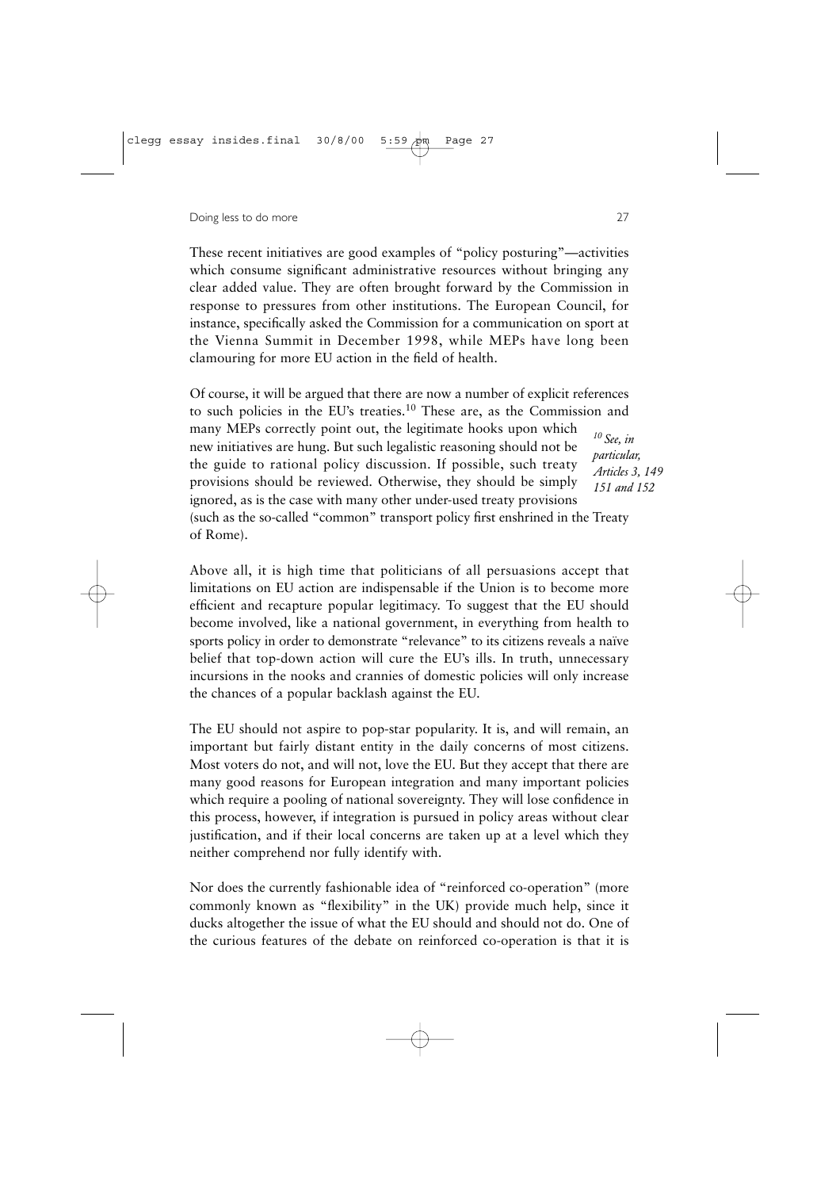These recent initiatives are good examples of "policy posturing"—activities which consume significant administrative resources without bringing any clear added value. They are often brought forward by the Commission in response to pressures from other institutions. The European Council, for instance, specifically asked the Commission for a communication on sport at the Vienna Summit in December 1998, while MEPs have long been clamouring for more EU action in the field of health.

Of course, it will be argued that there are now a number of explicit references to such policies in the EU's treaties.[10] These are, as the Commission and many MEPs correctly point out, the legitimate hooks upon which new initiatives are hung. But such legalistic reasoning should not be the guide to rational policy discussion. If possible, such treaty provisions should be reviewed. Otherwise, they should be simply ignored, as is the case with many other under-used treaty provisions (such as the so-called "common" transport policy first enshrined in the Treaty of Rome).

*[10] See, in particular, Articles 3, 149 151 and 152*

Above all, it is high time that politicians of all persuasions accept that limitations on EU action are indispensable if the Union is to become more efficient and recapture popular legitimacy. To suggest that the EU should become involved, like a national government, in everything from health to sports policy in order to demonstrate "relevance" to its citizens reveals a naïve belief that top-down action will cure the EU's ills. In truth, unnecessary incursions in the nooks and crannies of domestic policies will only increase the chances of a popular backlash against the EU.

The EU should not aspire to pop-star popularity. It is, and will remain, an important but fairly distant entity in the daily concerns of most citizens. Most voters do not, and will not, love the EU. But they accept that there are many good reasons for European integration and many important policies which require a pooling of national sovereignty. They will lose confidence in this process, however, if integration is pursued in policy areas without clear justification, and if their local concerns are taken up at a level which they neither comprehend nor fully identify with.

Nor does the currently fashionable idea of "reinforced co-operation" (more commonly known as "flexibility" in the UK) provide much help, since it ducks altogether the issue of what the EU should and should not do. One of the curious features of the debate on reinforced co-operation is that it is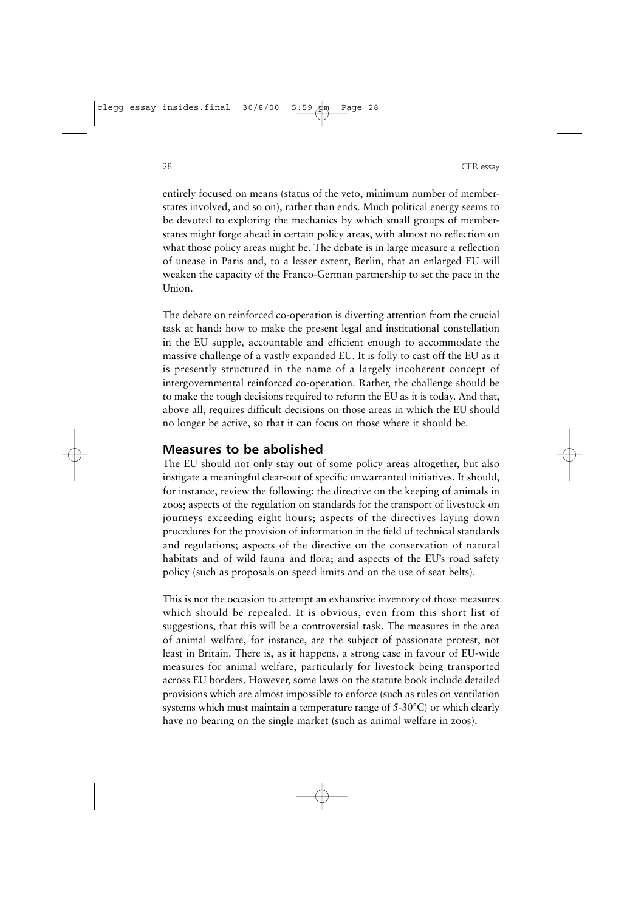entirely focused on means (status of the veto, minimum number of member-states involved, and so on), rather than ends. Much political energy seems to be devoted to exploring the mechanics by which small groups of member-states might forge ahead in certain policy areas, with almost no reflection on what those policy areas might be. The debate is in large measure a reflection of unease in Paris and, to a lesser extent, Berlin, that an enlarged EU will weaken the capacity of the Franco-German partnership to set the pace in the Union.

The debate on reinforced co-operation is diverting attention from the crucial task at hand: how to make the present legal and institutional constellation in the EU supple, accountable and efficient enough to accommodate the massive challenge of a vastly expanded EU. It is folly to cast off the EU as it is presently structured in the name of a largely incoherent concept of intergovernmental reinforced co-operation. Rather, the challenge should be to make the tough decisions required to reform the EU as it is today. And that, above all, requires difficult decisions on those areas in which the EU should no longer be active, so that it can focus on those where it should be.

## Measures to be abolished

The EU should not only stay out of some policy areas altogether, but also instigate a meaningful clear-out of specific unwarranted initiatives. It should, for instance, review the following: the directive on the keeping of animals in zoos; aspects of the regulation on standards for the transport of livestock on journeys exceeding eight hours; aspects of the directives laying down procedures for the provision of information in the field of technical standards and regulations; aspects of the directive on the conservation of natural habitats and of wild fauna and flora; and aspects of the EU's road safety policy (such as proposals on speed limits and on the use of seat belts).

This is not the occasion to attempt an exhaustive inventory of those measures which should be repealed. It is obvious, even from this short list of suggestions, that this will be a controversial task. The measures in the area of animal welfare, for instance, are the subject of passionate protest, not least in Britain. There is, as it happens, a strong case in favour of EU-wide measures for animal welfare, particularly for livestock being transported across EU borders. However, some laws on the statute book include detailed provisions which are almost impossible to enforce (such as rules on ventilation systems which must maintain a temperature range of 5-30°C) or which clearly have no bearing on the single market (such as animal welfare in zoos).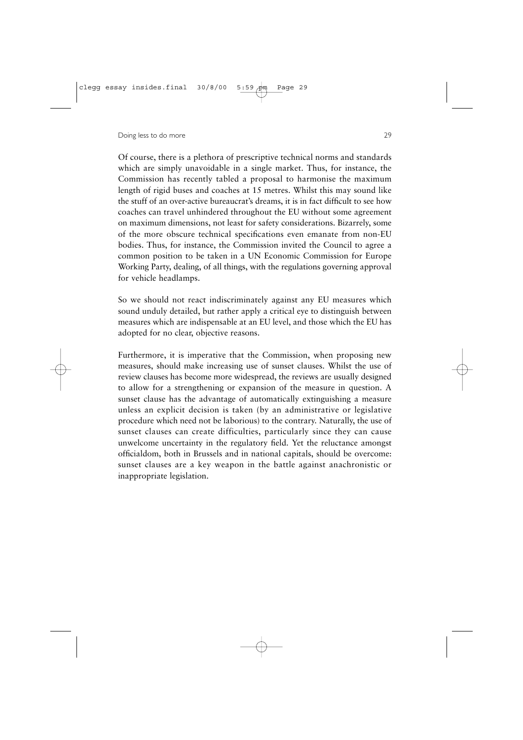Of course, there is a plethora of prescriptive technical norms and standards which are simply unavoidable in a single market. Thus, for instance, the Commission has recently tabled a proposal to harmonise the maximum length of rigid buses and coaches at 15 metres. Whilst this may sound like the stuff of an over-active bureaucrat's dreams, it is in fact difficult to see how coaches can travel unhindered throughout the EU without some agreement on maximum dimensions, not least for safety considerations. Bizarrely, some of the more obscure technical specifications even emanate from non-EU bodies. Thus, for instance, the Commission invited the Council to agree a common position to be taken in a UN Economic Commission for Europe Working Party, dealing, of all things, with the regulations governing approval for vehicle headlamps.

So we should not react indiscriminately against any EU measures which sound unduly detailed, but rather apply a critical eye to distinguish between measures which are indispensable at an EU level, and those which the EU has adopted for no clear, objective reasons.

Furthermore, it is imperative that the Commission, when proposing new measures, should make increasing use of sunset clauses. Whilst the use of review clauses has become more widespread, the reviews are usually designed to allow for a strengthening or expansion of the measure in question. A sunset clause has the advantage of automatically extinguishing a measure unless an explicit decision is taken (by an administrative or legislative procedure which need not be laborious) to the contrary. Naturally, the use of sunset clauses can create difficulties, particularly since they can cause unwelcome uncertainty in the regulatory field. Yet the reluctance amongst officialdom, both in Brussels and in national capitals, should be overcome: sunset clauses are a key weapon in the battle against anachronistic or inappropriate legislation.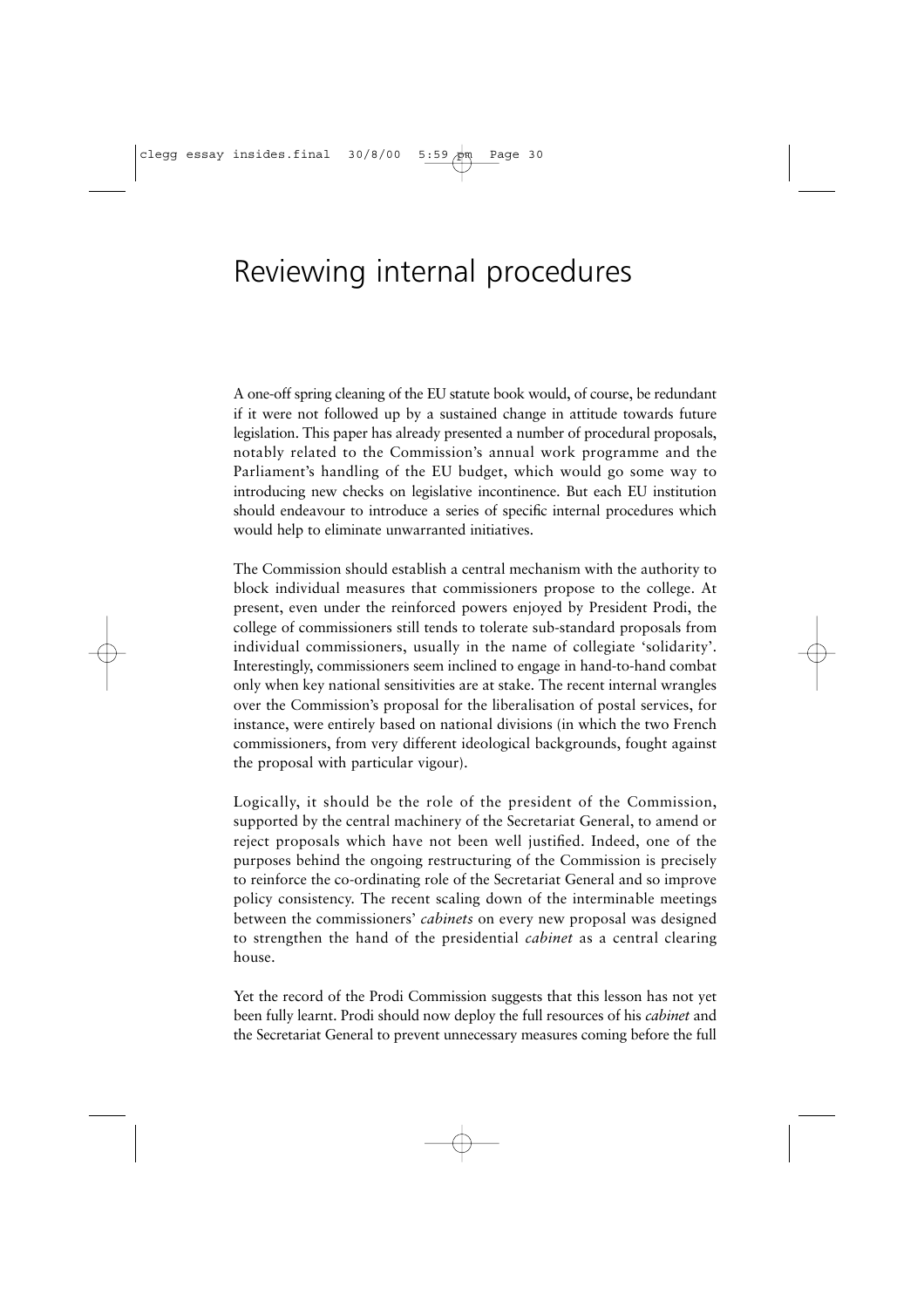# Reviewing internal procedures

A one-off spring cleaning of the EU statute book would, of course, be redundant if it were not followed up by a sustained change in attitude towards future legislation. This paper has already presented a number of procedural proposals, notably related to the Commission's annual work programme and the Parliament's handling of the EU budget, which would go some way to introducing new checks on legislative incontinence. But each EU institution should endeavour to introduce a series of specific internal procedures which would help to eliminate unwarranted initiatives.

The Commission should establish a central mechanism with the authority to block individual measures that commissioners propose to the college. At present, even under the reinforced powers enjoyed by President Prodi, the college of commissioners still tends to tolerate sub-standard proposals from individual commissioners, usually in the name of collegiate 'solidarity'. Interestingly, commissioners seem inclined to engage in hand-to-hand combat only when key national sensitivities are at stake. The recent internal wrangles over the Commission's proposal for the liberalisation of postal services, for instance, were entirely based on national divisions (in which the two French commissioners, from very different ideological backgrounds, fought against the proposal with particular vigour).

Logically, it should be the role of the president of the Commission, supported by the central machinery of the Secretariat General, to amend or reject proposals which have not been well justified. Indeed, one of the purposes behind the ongoing restructuring of the Commission is precisely to reinforce the co-ordinating role of the Secretariat General and so improve policy consistency. The recent scaling down of the interminable meetings between the commissioners' *cabinets* on every new proposal was designed to strengthen the hand of the presidential *cabinet* as a central clearing house.

Yet the record of the Prodi Commission suggests that this lesson has not yet been fully learnt. Prodi should now deploy the full resources of his *cabinet* and the Secretariat General to prevent unnecessary measures coming before the full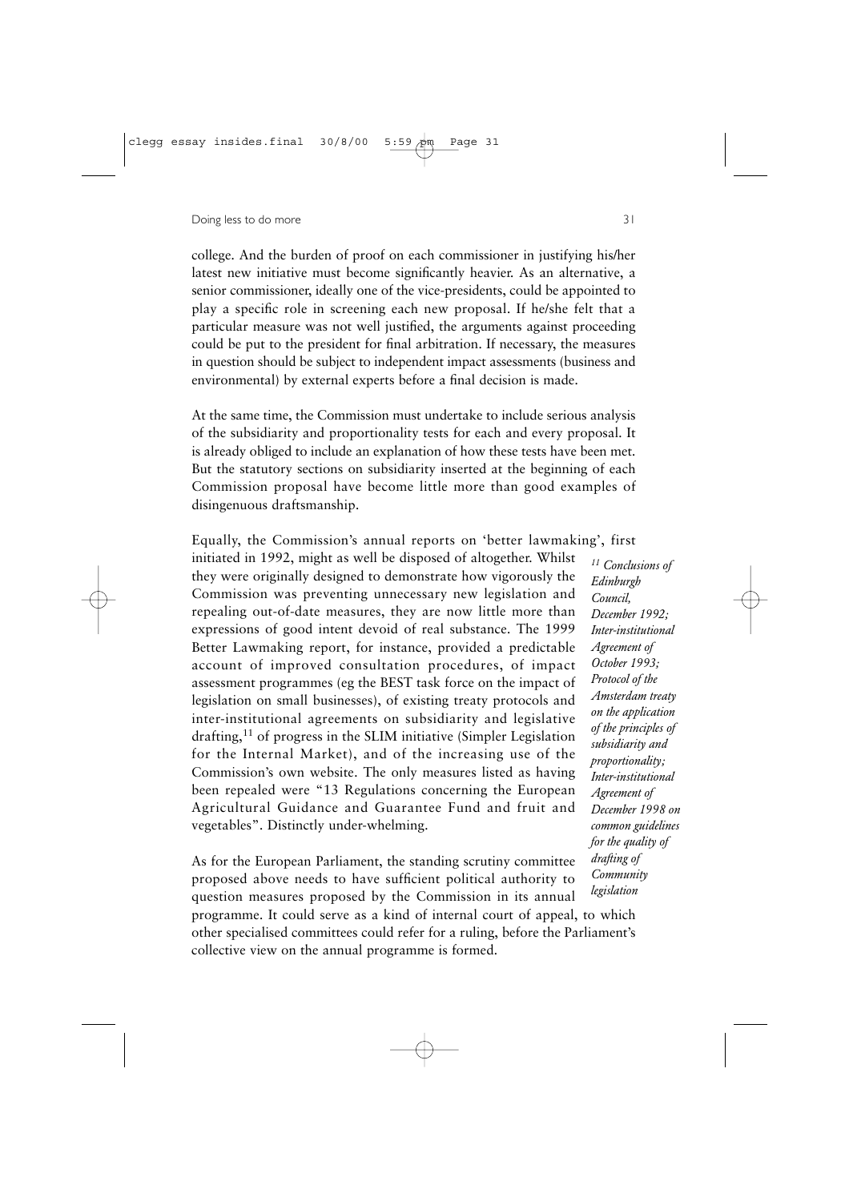college. And the burden of proof on each commissioner in justifying his/her latest new initiative must become significantly heavier. As an alternative, a senior commissioner, ideally one of the vice-presidents, could be appointed to play a specific role in screening each new proposal. If he/she felt that a particular measure was not well justified, the arguments against proceeding could be put to the president for final arbitration. If necessary, the measures in question should be subject to independent impact assessments (business and environmental) by external experts before a final decision is made.

At the same time, the Commission must undertake to include serious analysis of the subsidiarity and proportionality tests for each and every proposal. It is already obliged to include an explanation of how these tests have been met. But the statutory sections on subsidiarity inserted at the beginning of each Commission proposal have become little more than good examples of disingenuous draftsmanship.

Equally, the Commission's annual reports on 'better lawmaking', first initiated in 1992, might as well be disposed of altogether. Whilst they were originally designed to demonstrate how vigorously the Commission was preventing unnecessary new legislation and repealing out-of-date measures, they are now little more than expressions of good intent devoid of real substance. The 1999 Better Lawmaking report, for instance, provided a predictable account of improved consultation procedures, of impact assessment programmes (eg the BEST task force on the impact of legislation on small businesses), of existing treaty protocols and inter-institutional agreements on subsidiarity and legislative drafting,[11] of progress in the SLIM initiative (Simpler Legislation for the Internal Market), and of the increasing use of the Commission's own website. The only measures listed as having been repealed were "13 Regulations concerning the European Agricultural Guidance and Guarantee Fund and fruit and vegetables". Distinctly under-whelming.

As for the European Parliament, the standing scrutiny committee proposed above needs to have sufficient political authority to question measures proposed by the Commission in its annual programme. It could serve as a kind of internal court of appeal, to which other specialised committees could refer for a ruling, before the Parliament's collective view on the annual programme is formed.

*[11] Conclusions of Edinburgh Council, December 1992; Inter-institutional Agreement of October 1993; Protocol of the Amsterdam treaty on the application of the principles of subsidiarity and proportionality; Inter-institutional Agreement of December 1998 on common guidelines for the quality of drafting of Community legislation*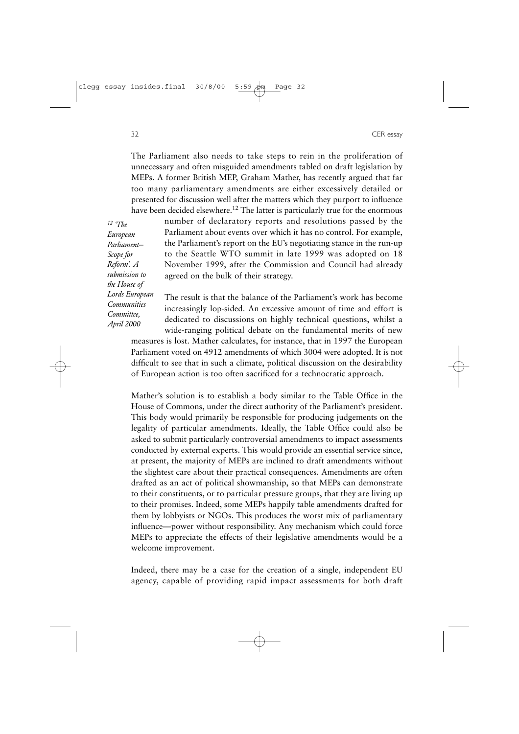The Parliament also needs to take steps to rein in the proliferation of unnecessary and often misguided amendments tabled on draft legislation by MEPs. A former British MEP, Graham Mather, has recently argued that far too many parliamentary amendments are either excessively detailed or presented for discussion well after the matters which they purport to influence have been decided elsewhere.[12] The latter is particularly true for the enormous number of declaratory reports and resolutions passed by the Parliament about events over which it has no control. For example, the Parliament's report on the EU's negotiating stance in the run-up to the Seattle WTO summit in late 1999 was adopted on 18 November 1999, after the Commission and Council had already agreed on the bulk of their strategy.

The result is that the balance of the Parliament's work has become increasingly lop-sided. An excessive amount of time and effort is dedicated to discussions on highly technical questions, whilst a wide-ranging political debate on the fundamental merits of new measures is lost. Mather calculates, for instance, that in 1997 the European Parliament voted on 4912 amendments of which 3004 were adopted. It is not difficult to see that in such a climate, political discussion on the desirability of European action is too often sacrificed for a technocratic approach.

Mather's solution is to establish a body similar to the Table Office in the House of Commons, under the direct authority of the Parliament's president. This body would primarily be responsible for producing judgements on the legality of particular amendments. Ideally, the Table Office could also be asked to submit particularly controversial amendments to impact assessments conducted by external experts. This would provide an essential service since, at present, the majority of MEPs are inclined to draft amendments without the slightest care about their practical consequences. Amendments are often drafted as an act of political showmanship, so that MEPs can demonstrate to their constituents, or to particular pressure groups, that they are living up to their promises. Indeed, some MEPs happily table amendments drafted for them by lobbyists or NGOs. This produces the worst mix of parliamentary influence—power without responsibility. Any mechanism which could force MEPs to appreciate the effects of their legislative amendments would be a welcome improvement.

Indeed, there may be a case for the creation of a single, independent EU agency, capable of providing rapid impact assessments for both draft

[12] *'The European Parliament–Scope for Reform'. A submission to the House of Lords European Communities Committee, April 2000*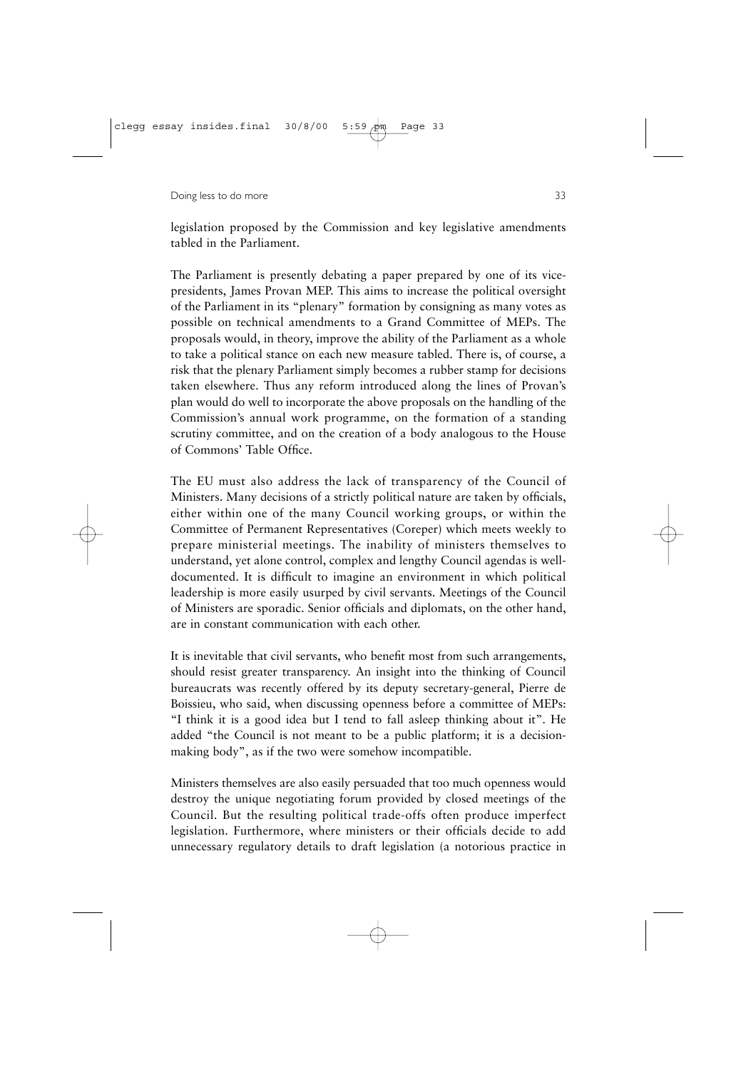legislation proposed by the Commission and key legislative amendments tabled in the Parliament.

The Parliament is presently debating a paper prepared by one of its vice-presidents, James Provan MEP. This aims to increase the political oversight of the Parliament in its "plenary" formation by consigning as many votes as possible on technical amendments to a Grand Committee of MEPs. The proposals would, in theory, improve the ability of the Parliament as a whole to take a political stance on each new measure tabled. There is, of course, a risk that the plenary Parliament simply becomes a rubber stamp for decisions taken elsewhere. Thus any reform introduced along the lines of Provan's plan would do well to incorporate the above proposals on the handling of the Commission's annual work programme, on the formation of a standing scrutiny committee, and on the creation of a body analogous to the House of Commons' Table Office.

The EU must also address the lack of transparency of the Council of Ministers. Many decisions of a strictly political nature are taken by officials, either within one of the many Council working groups, or within the Committee of Permanent Representatives (Coreper) which meets weekly to prepare ministerial meetings. The inability of ministers themselves to understand, yet alone control, complex and lengthy Council agendas is well-documented. It is difficult to imagine an environment in which political leadership is more easily usurped by civil servants. Meetings of the Council of Ministers are sporadic. Senior officials and diplomats, on the other hand, are in constant communication with each other.

It is inevitable that civil servants, who benefit most from such arrangements, should resist greater transparency. An insight into the thinking of Council bureaucrats was recently offered by its deputy secretary-general, Pierre de Boissieu, who said, when discussing openness before a committee of MEPs: "I think it is a good idea but I tend to fall asleep thinking about it". He added "the Council is not meant to be a public platform; it is a decision-making body", as if the two were somehow incompatible.

Ministers themselves are also easily persuaded that too much openness would destroy the unique negotiating forum provided by closed meetings of the Council. But the resulting political trade-offs often produce imperfect legislation. Furthermore, where ministers or their officials decide to add unnecessary regulatory details to draft legislation (a notorious practice in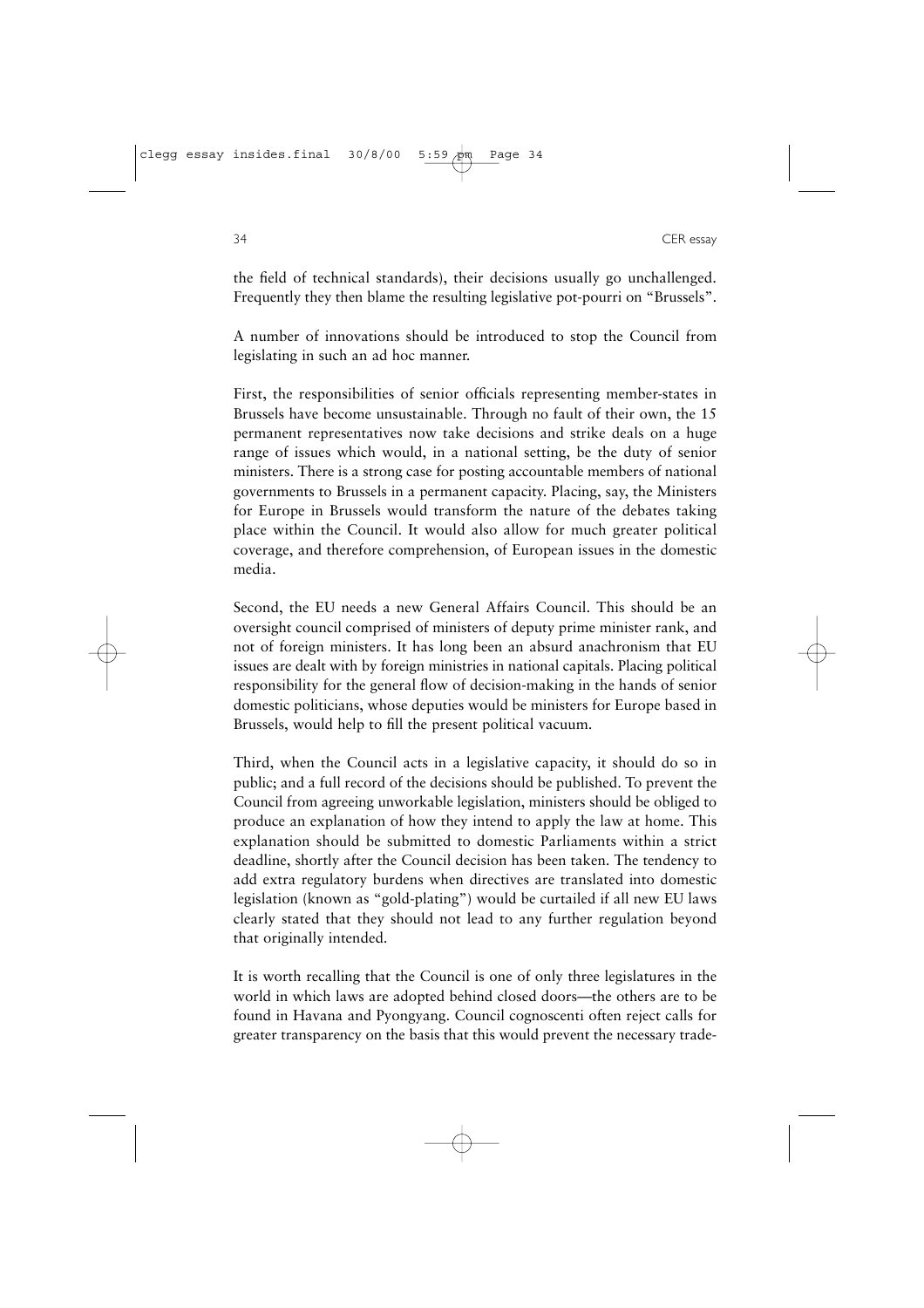the field of technical standards), their decisions usually go unchallenged. Frequently they then blame the resulting legislative pot-pourri on "Brussels".

A number of innovations should be introduced to stop the Council from legislating in such an ad hoc manner.

First, the responsibilities of senior officials representing member-states in Brussels have become unsustainable. Through no fault of their own, the 15 permanent representatives now take decisions and strike deals on a huge range of issues which would, in a national setting, be the duty of senior ministers. There is a strong case for posting accountable members of national governments to Brussels in a permanent capacity. Placing, say, the Ministers for Europe in Brussels would transform the nature of the debates taking place within the Council. It would also allow for much greater political coverage, and therefore comprehension, of European issues in the domestic media.

Second, the EU needs a new General Affairs Council. This should be an oversight council comprised of ministers of deputy prime minister rank, and not of foreign ministers. It has long been an absurd anachronism that EU issues are dealt with by foreign ministries in national capitals. Placing political responsibility for the general flow of decision-making in the hands of senior domestic politicians, whose deputies would be ministers for Europe based in Brussels, would help to fill the present political vacuum.

Third, when the Council acts in a legislative capacity, it should do so in public; and a full record of the decisions should be published. To prevent the Council from agreeing unworkable legislation, ministers should be obliged to produce an explanation of how they intend to apply the law at home. This explanation should be submitted to domestic Parliaments within a strict deadline, shortly after the Council decision has been taken. The tendency to add extra regulatory burdens when directives are translated into domestic legislation (known as "gold-plating") would be curtailed if all new EU laws clearly stated that they should not lead to any further regulation beyond that originally intended.

It is worth recalling that the Council is one of only three legislatures in the world in which laws are adopted behind closed doors—the others are to be found in Havana and Pyongyang. Council cognoscenti often reject calls for greater transparency on the basis that this would prevent the necessary trade-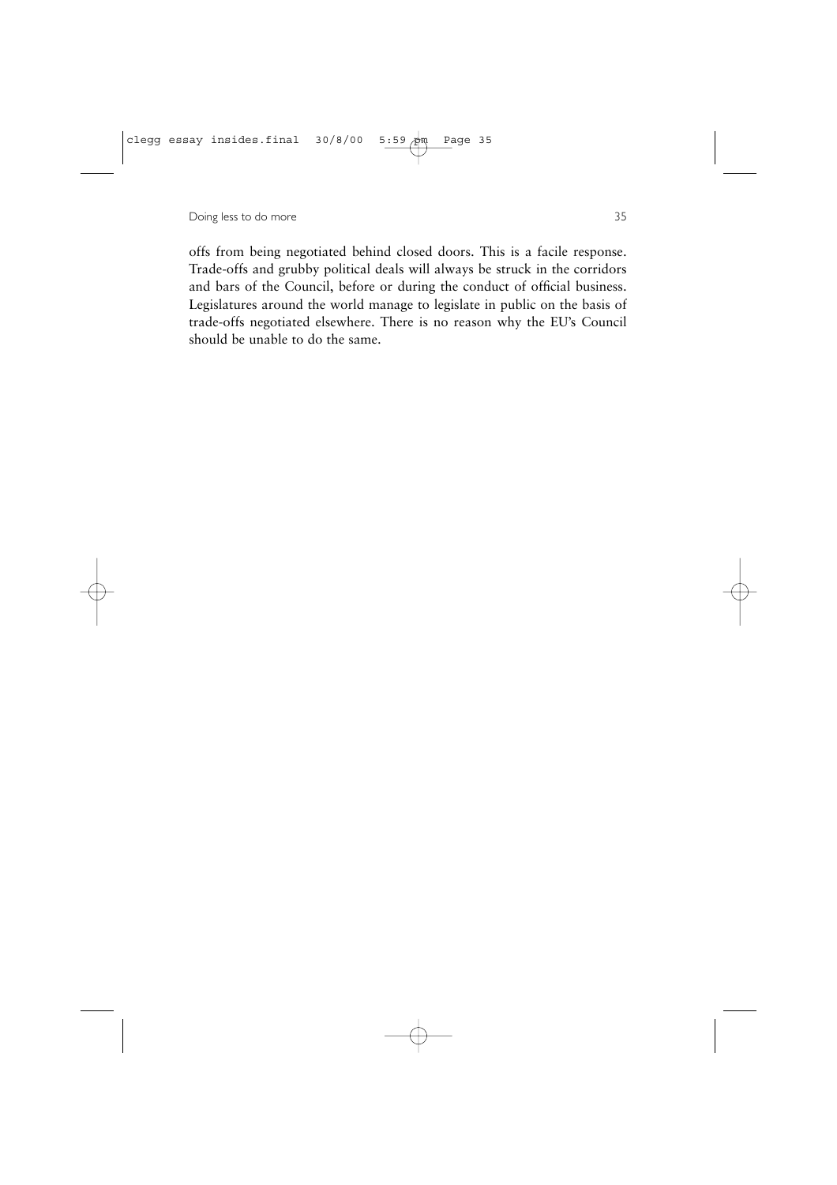offs from being negotiated behind closed doors. This is a facile response. Trade-offs and grubby political deals will always be struck in the corridors and bars of the Council, before or during the conduct of official business. Legislatures around the world manage to legislate in public on the basis of trade-offs negotiated elsewhere. There is no reason why the EU's Council should be unable to do the same.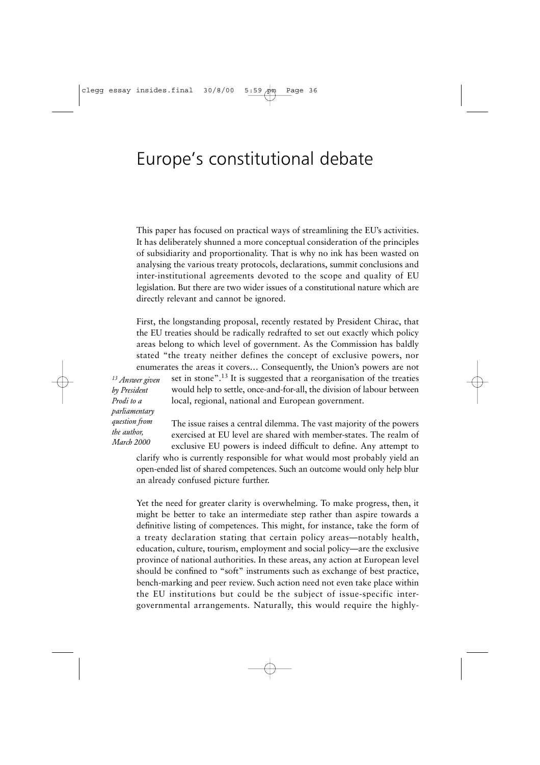# Europe's constitutional debate

This paper has focused on practical ways of streamlining the EU's activities. It has deliberately shunned a more conceptual consideration of the principles of subsidiarity and proportionality. That is why no ink has been wasted on analysing the various treaty protocols, declarations, summit conclusions and inter-institutional agreements devoted to the scope and quality of EU legislation. But there are two wider issues of a constitutional nature which are directly relevant and cannot be ignored.

First, the longstanding proposal, recently restated by President Chirac, that the EU treaties should be radically redrafted to set out exactly which policy areas belong to which level of government. As the Commission has baldly stated "the treaty neither defines the concept of exclusive powers, nor enumerates the areas it covers… Consequently, the Union's powers are not set in stone".[13] It is suggested that a reorganisation of the treaties would help to settle, once-and-for-all, the division of labour between local, regional, national and European government.

*[13] Answer given by President Prodi to a parliamentary question from the author, March 2000*

The issue raises a central dilemma. The vast majority of the powers exercised at EU level are shared with member-states. The realm of exclusive EU powers is indeed difficult to define. Any attempt to clarify who is currently responsible for what would most probably yield an open-ended list of shared competences. Such an outcome would only help blur an already confused picture further.

Yet the need for greater clarity is overwhelming. To make progress, then, it might be better to take an intermediate step rather than aspire towards a definitive listing of competences. This might, for instance, take the form of a treaty declaration stating that certain policy areas—notably health, education, culture, tourism, employment and social policy—are the exclusive province of national authorities. In these areas, any action at European level should be confined to "soft" instruments such as exchange of best practice, bench-marking and peer review. Such action need not even take place within the EU institutions but could be the subject of issue-specific inter-governmental arrangements. Naturally, this would require the highly-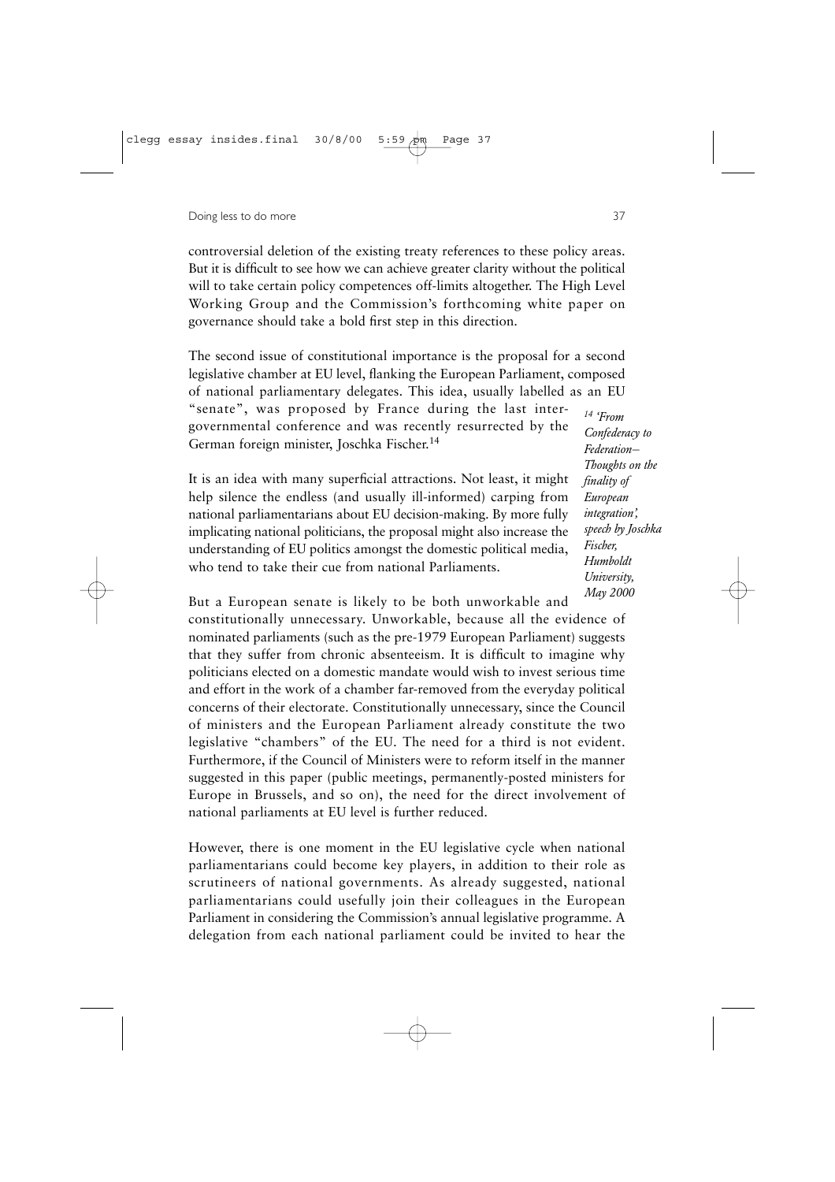controversial deletion of the existing treaty references to these policy areas. But it is difficult to see how we can achieve greater clarity without the political will to take certain policy competences off-limits altogether. The High Level Working Group and the Commission's forthcoming white paper on governance should take a bold first step in this direction.

The second issue of constitutional importance is the proposal for a second legislative chamber at EU level, flanking the European Parliament, composed of national parliamentary delegates. This idea, usually labelled as an EU "senate", was proposed by France during the last intergovernmental conference and was recently resurrected by the German foreign minister, Joschka Fischer.[14]

It is an idea with many superficial attractions. Not least, it might help silence the endless (and usually ill-informed) carping from national parliamentarians about EU decision-making. By more fully implicating national politicians, the proposal might also increase the understanding of EU politics amongst the domestic political media, who tend to take their cue from national Parliaments.

*[14] 'From Confederacy to Federation–Thoughts on the finality of European integration', speech by Joschka Fischer, Humboldt University, May 2000*

But a European senate is likely to be both unworkable and constitutionally unnecessary. Unworkable, because all the evidence of nominated parliaments (such as the pre-1979 European Parliament) suggests that they suffer from chronic absenteeism. It is difficult to imagine why politicians elected on a domestic mandate would wish to invest serious time and effort in the work of a chamber far-removed from the everyday political concerns of their electorate. Constitutionally unnecessary, since the Council of ministers and the European Parliament already constitute the two legislative "chambers" of the EU. The need for a third is not evident. Furthermore, if the Council of Ministers were to reform itself in the manner suggested in this paper (public meetings, permanently-posted ministers for Europe in Brussels, and so on), the need for the direct involvement of national parliaments at EU level is further reduced.

However, there is one moment in the EU legislative cycle when national parliamentarians could become key players, in addition to their role as scrutineers of national governments. As already suggested, national parliamentarians could usefully join their colleagues in the European Parliament in considering the Commission's annual legislative programme. A delegation from each national parliament could be invited to hear the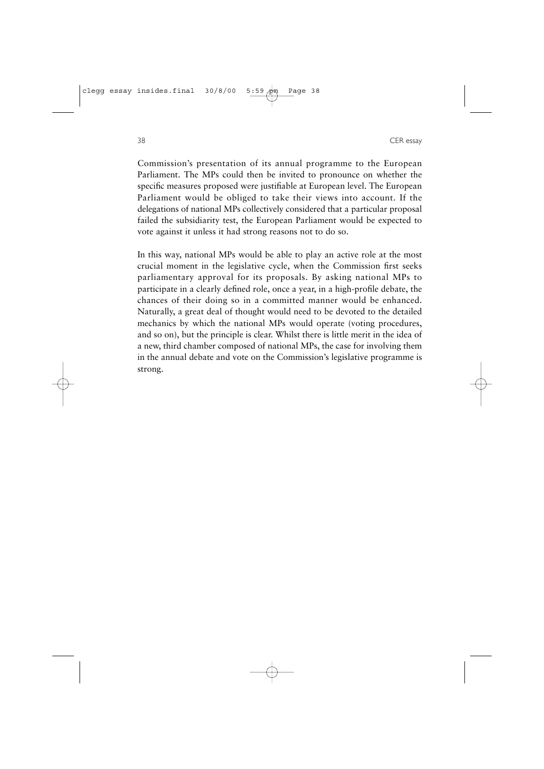Commission's presentation of its annual programme to the European Parliament. The MPs could then be invited to pronounce on whether the specific measures proposed were justifiable at European level. The European Parliament would be obliged to take their views into account. If the delegations of national MPs collectively considered that a particular proposal failed the subsidiarity test, the European Parliament would be expected to vote against it unless it had strong reasons not to do so.

In this way, national MPs would be able to play an active role at the most crucial moment in the legislative cycle, when the Commission first seeks parliamentary approval for its proposals. By asking national MPs to participate in a clearly defined role, once a year, in a high-profile debate, the chances of their doing so in a committed manner would be enhanced. Naturally, a great deal of thought would need to be devoted to the detailed mechanics by which the national MPs would operate (voting procedures, and so on), but the principle is clear. Whilst there is little merit in the idea of a new, third chamber composed of national MPs, the case for involving them in the annual debate and vote on the Commission's legislative programme is strong.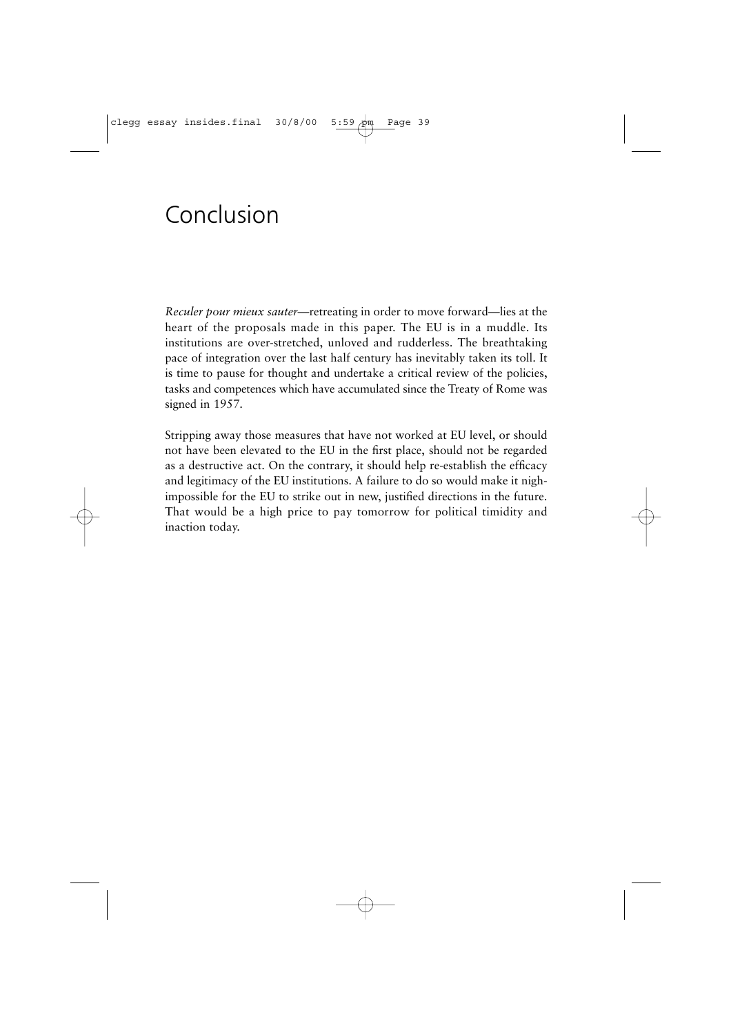# Conclusion

*Reculer pour mieux sauter*—retreating in order to move forward—lies at the heart of the proposals made in this paper. The EU is in a muddle. Its institutions are over-stretched, unloved and rudderless. The breathtaking pace of integration over the last half century has inevitably taken its toll. It is time to pause for thought and undertake a critical review of the policies, tasks and competences which have accumulated since the Treaty of Rome was signed in 1957.

Stripping away those measures that have not worked at EU level, or should not have been elevated to the EU in the first place, should not be regarded as a destructive act. On the contrary, it should help re-establish the efficacy and legitimacy of the EU institutions. A failure to do so would make it nigh-impossible for the EU to strike out in new, justified directions in the future. That would be a high price to pay tomorrow for political timidity and inaction today.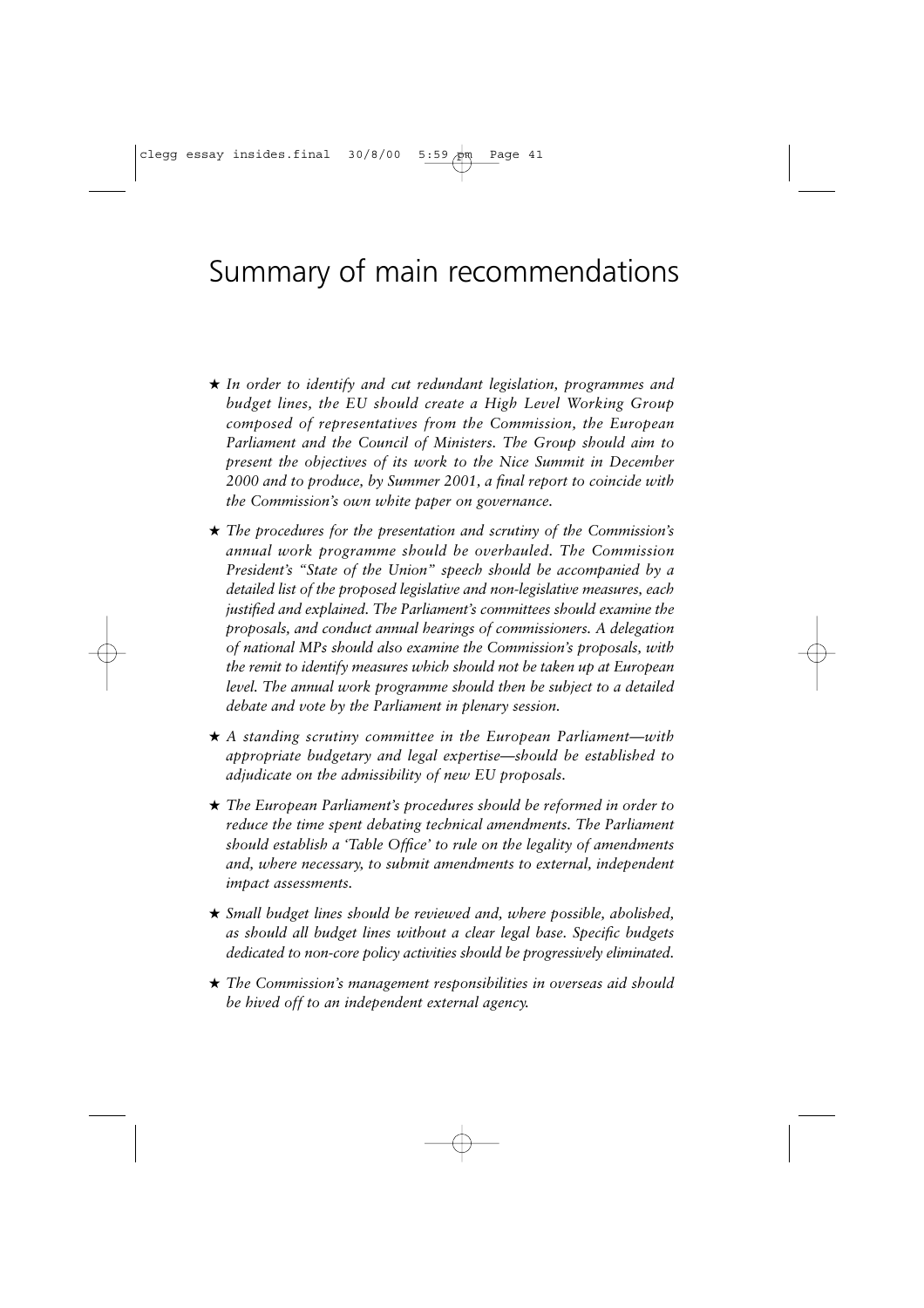# Summary of main recommendations

- *In order to identify and cut redundant legislation, programmes and budget lines, the EU should create a High Level Working Group composed of representatives from the Commission, the European Parliament and the Council of Ministers. The Group should aim to present the objectives of its work to the Nice Summit in December 2000 and to produce, by Summer 2001, a final report to coincide with the Commission's own white paper on governance.*

- *The procedures for the presentation and scrutiny of the Commission's annual work programme should be overhauled. The Commission President's "State of the Union" speech should be accompanied by a detailed list of the proposed legislative and non-legislative measures, each justified and explained. The Parliament's committees should examine the proposals, and conduct annual hearings of commissioners. A delegation of national MPs should also examine the Commission's proposals, with the remit to identify measures which should not be taken up at European level. The annual work programme should then be subject to a detailed debate and vote by the Parliament in plenary session.*

- *A standing scrutiny committee in the European Parliament—with appropriate budgetary and legal expertise—should be established to adjudicate on the admissibility of new EU proposals.*

- *The European Parliament's procedures should be reformed in order to reduce the time spent debating technical amendments. The Parliament should establish a 'Table Office' to rule on the legality of amendments and, where necessary, to submit amendments to external, independent impact assessments.*

- *Small budget lines should be reviewed and, where possible, abolished, as should all budget lines without a clear legal base. Specific budgets dedicated to non-core policy activities should be progressively eliminated.*

- *The Commission's management responsibilities in overseas aid should be hived off to an independent external agency.*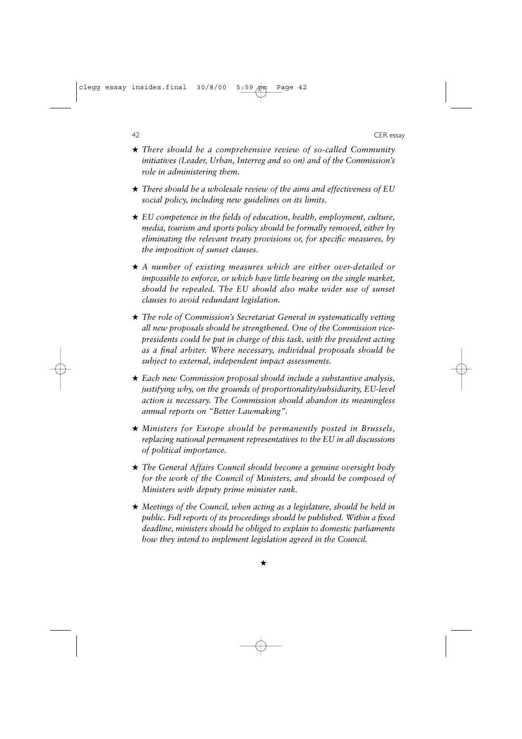- *There should be a comprehensive review of so-called Community initiatives (Leader, Urban, Interreg and so on) and of the Commission's role in administering them.*

- *There should be a wholesale review of the aims and effectiveness of EU social policy, including new guidelines on its limits.*

- *EU competence in the fields of education, health, employment, culture, media, tourism and sports policy should be formally removed, either by eliminating the relevant treaty provisions or, for specific measures, by the imposition of sunset clauses.*

- *A number of existing measures which are either over-detailed or impossible to enforce, or which have little bearing on the single market, should be repealed. The EU should also make wider use of sunset clauses to avoid redundant legislation.*

- *The role of Commission's Secretariat General in systematically vetting all new proposals should be strengthened. One of the Commission vice-presidents could be put in charge of this task, with the president acting as a final arbiter. Where necessary, individual proposals should be subject to external, independent impact assessments.*

- *Each new Commission proposal should include a substantive analysis, justifying why, on the grounds of proportionality/subsidiarity, EU-level action is necessary. The Commission should abandon its meaningless annual reports on "Better Lawmaking".*

- *Ministers for Europe should be permanently posted in Brussels, replacing national permanent representatives to the EU in all discussions of political importance.*

- *The General Affairs Council should become a genuine oversight body for the work of the Council of Ministers, and should be composed of Ministers with deputy prime minister rank.*

- *Meetings of the Council, when acting as a legislature, should be held in public. Full reports of its proceedings should be published. Within a fixed deadline, ministers should be obliged to explain to domestic parliaments how they intend to implement legislation agreed in the Council.*

★